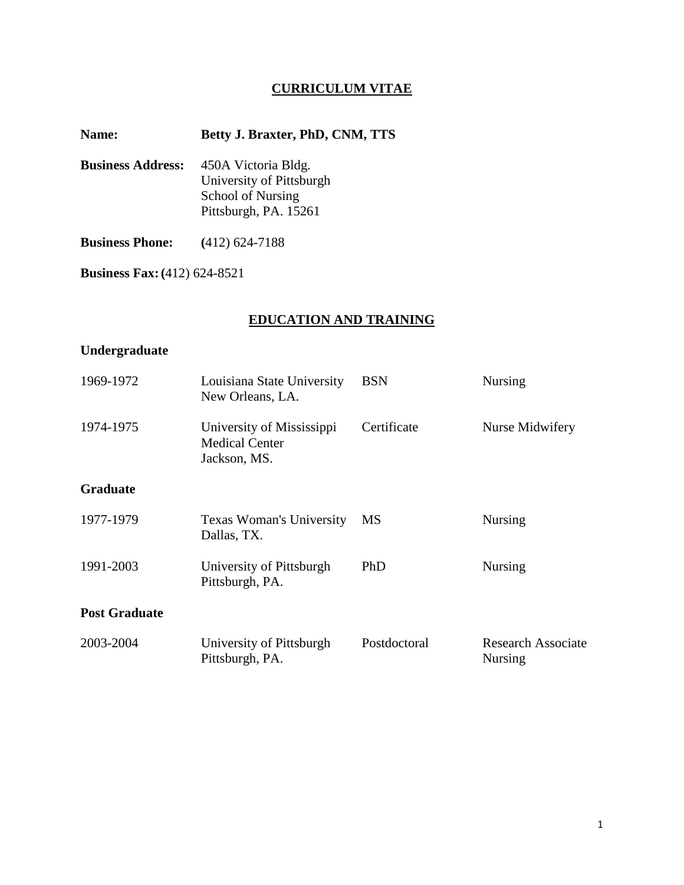# CURRICULUM VITAE

**Name:** **Betty J. Braxter, PhD, CNM, TTS**

**Business Address:** 450A Victoria Bldg.
University of Pittsburgh
School of Nursing
Pittsburgh, PA. 15261

**Business Phone:** (412) 624-7188

**Business Fax:** (412) 624-8521

## EDUCATION AND TRAINING

### Undergraduate

| | | | |
|---|---|---|---|
| 1969-1972 | Louisiana State University<br>New Orleans, LA. | BSN | Nursing |
| 1974-1975 | University of Mississippi<br>Medical Center<br>Jackson, MS. | Certificate | Nurse Midwifery |

### Graduate

| | | | |
|---|---|---|---|
| 1977-1979 | Texas Woman's University<br>Dallas, TX. | MS | Nursing |
| 1991-2003 | University of Pittsburgh<br>Pittsburgh, PA. | PhD | Nursing |

### Post Graduate

| | | | |
|---|---|---|---|
| 2003-2004 | University of Pittsburgh<br>Pittsburgh, PA. | Postdoctoral | Research Associate<br>Nursing |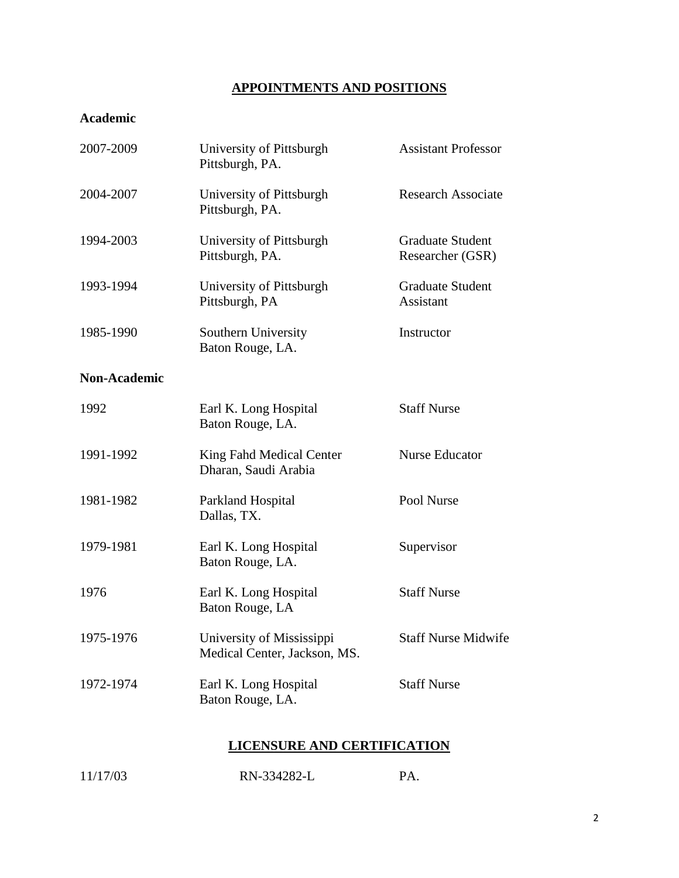## APPOINTMENTS AND POSITIONS

### Academic

| | | |
|---|---|---|
| 2007-2009 | University of Pittsburgh<br>Pittsburgh, PA. | Assistant Professor |
| 2004-2007 | University of Pittsburgh<br>Pittsburgh, PA. | Research Associate |
| 1994-2003 | University of Pittsburgh<br>Pittsburgh, PA. | Graduate Student Researcher (GSR) |
| 1993-1994 | University of Pittsburgh<br>Pittsburgh, PA | Graduate Student Assistant |
| 1985-1990 | Southern University<br>Baton Rouge, LA. | Instructor |

### Non-Academic

| | | |
|---|---|---|
| 1992 | Earl K. Long Hospital<br>Baton Rouge, LA. | Staff Nurse |
| 1991-1992 | King Fahd Medical Center<br>Dharan, Saudi Arabia | Nurse Educator |
| 1981-1982 | Parkland Hospital<br>Dallas, TX. | Pool Nurse |
| 1979-1981 | Earl K. Long Hospital<br>Baton Rouge, LA. | Supervisor |
| 1976 | Earl K. Long Hospital<br>Baton Rouge, LA | Staff Nurse |
| 1975-1976 | University of Mississippi<br>Medical Center, Jackson, MS. | Staff Nurse Midwife |
| 1972-1974 | Earl K. Long Hospital<br>Baton Rouge, LA. | Staff Nurse |

## LICENSURE AND CERTIFICATION

| | | |
|---|---|---|
| 11/17/03 | RN-334282-L | PA. |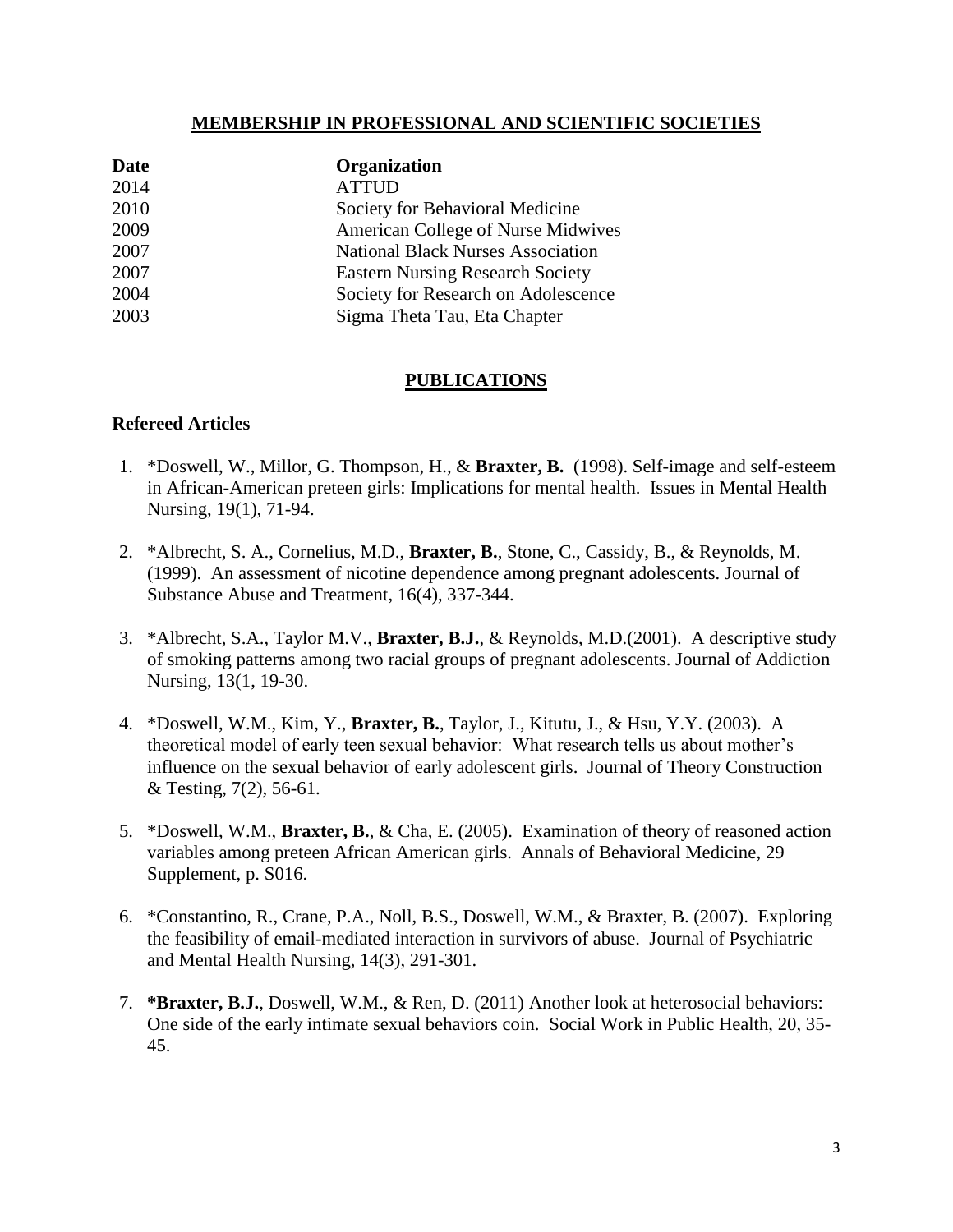## MEMBERSHIP IN PROFESSIONAL AND SCIENTIFIC SOCIETIES

| Date | Organization |
|---|---|
| 2014 | ATTUD |
| 2010 | Society for Behavioral Medicine |
| 2009 | American College of Nurse Midwives |
| 2007 | National Black Nurses Association |
| 2007 | Eastern Nursing Research Society |
| 2004 | Society for Research on Adolescence |
| 2003 | Sigma Theta Tau, Eta Chapter |

## PUBLICATIONS

### Refereed Articles

1. *Doswell, W., Millor, G. Thompson, H., & **Braxter, B.** (1998). Self-image and self-esteem in African-American preteen girls: Implications for mental health. Issues in Mental Health Nursing, 19(1), 71-94.

2. *Albrecht, S. A., Cornelius, M.D., **Braxter, B.**, Stone, C., Cassidy, B., & Reynolds, M. (1999). An assessment of nicotine dependence among pregnant adolescents. Journal of Substance Abuse and Treatment, 16(4), 337-344.

3. *Albrecht, S.A., Taylor M.V., **Braxter, B.J.**, & Reynolds, M.D.(2001). A descriptive study of smoking patterns among two racial groups of pregnant adolescents. Journal of Addiction Nursing, 13(1, 19-30.

4. *Doswell, W.M., Kim, Y., **Braxter, B.**, Taylor, J., Kitutu, J., & Hsu, Y.Y. (2003). A theoretical model of early teen sexual behavior: What research tells us about mother's influence on the sexual behavior of early adolescent girls. Journal of Theory Construction & Testing, 7(2), 56-61.

5. *Doswell, W.M., **Braxter, B.**, & Cha, E. (2005). Examination of theory of reasoned action variables among preteen African American girls. Annals of Behavioral Medicine, 29 Supplement, p. S016.

6. *Constantino, R., Crane, P.A., Noll, B.S., Doswell, W.M., & Braxter, B. (2007). Exploring the feasibility of email-mediated interaction in survivors of abuse. Journal of Psychiatric and Mental Health Nursing, 14(3), 291-301.

7. ***Braxter, B.J.**, Doswell, W.M., & Ren, D. (2011) Another look at heterosocial behaviors: One side of the early intimate sexual behaviors coin. Social Work in Public Health, 20, 35-45.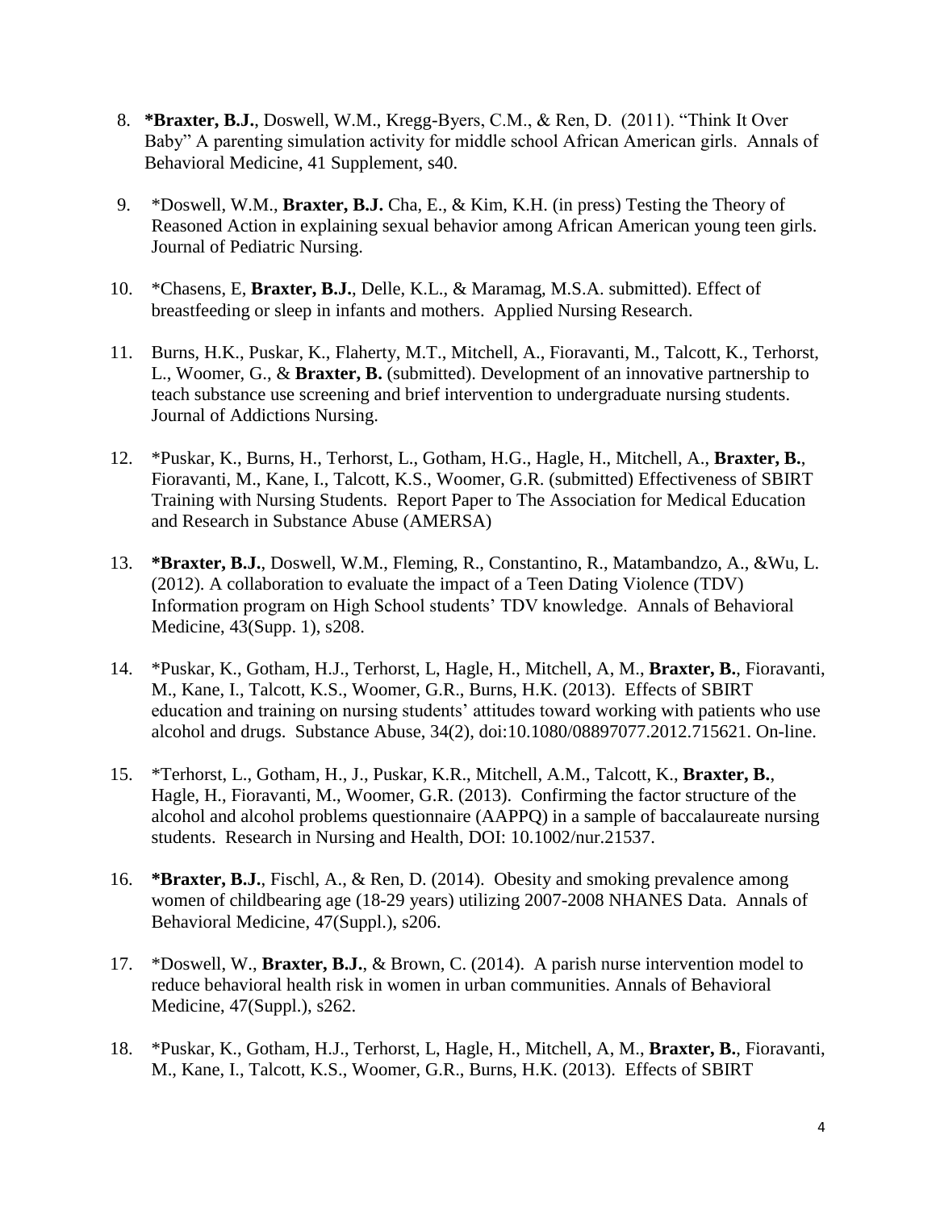8. **\*Braxter, B.J.**, Doswell, W.M., Kregg-Byers, C.M., & Ren, D. (2011). "Think It Over Baby" A parenting simulation activity for middle school African American girls. Annals of Behavioral Medicine, 41 Supplement, s40.

9. *Doswell, W.M., **Braxter, B.J.** Cha, E., & Kim, K.H. (in press) Testing the Theory of Reasoned Action in explaining sexual behavior among African American young teen girls. Journal of Pediatric Nursing.

10. *Chasens, E, **Braxter, B.J.**, Delle, K.L., & Maramag, M.S.A. submitted). Effect of breastfeeding or sleep in infants and mothers. Applied Nursing Research.

11. Burns, H.K., Puskar, K., Flaherty, M.T., Mitchell, A., Fioravanti, M., Talcott, K., Terhorst, L., Woomer, G., & **Braxter, B.** (submitted). Development of an innovative partnership to teach substance use screening and brief intervention to undergraduate nursing students. Journal of Addictions Nursing.

12. *Puskar, K., Burns, H., Terhorst, L., Gotham, H.G., Hagle, H., Mitchell, A., **Braxter, B.**, Fioravanti, M., Kane, I., Talcott, K.S., Woomer, G.R. (submitted) Effectiveness of SBIRT Training with Nursing Students. Report Paper to The Association for Medical Education and Research in Substance Abuse (AMERSA)

13. **\*Braxter, B.J.**, Doswell, W.M., Fleming, R., Constantino, R., Matambandzo, A., &Wu, L. (2012). A collaboration to evaluate the impact of a Teen Dating Violence (TDV) Information program on High School students' TDV knowledge. Annals of Behavioral Medicine, 43(Supp. 1), s208.

14. *Puskar, K., Gotham, H.J., Terhorst, L, Hagle, H., Mitchell, A, M., **Braxter, B.**, Fioravanti, M., Kane, I., Talcott, K.S., Woomer, G.R., Burns, H.K. (2013). Effects of SBIRT education and training on nursing students' attitudes toward working with patients who use alcohol and drugs. Substance Abuse, 34(2), doi:10.1080/08897077.2012.715621. On-line.

15. *Terhorst, L., Gotham, H., J., Puskar, K.R., Mitchell, A.M., Talcott, K., **Braxter, B.**, Hagle, H., Fioravanti, M., Woomer, G.R. (2013). Confirming the factor structure of the alcohol and alcohol problems questionnaire (AAPPQ) in a sample of baccalaureate nursing students. Research in Nursing and Health, DOI: 10.1002/nur.21537.

16. **\*Braxter, B.J.**, Fischl, A., & Ren, D. (2014). Obesity and smoking prevalence among women of childbearing age (18-29 years) utilizing 2007-2008 NHANES Data. Annals of Behavioral Medicine, 47(Suppl.), s206.

17. *Doswell, W., **Braxter, B.J.**, & Brown, C. (2014). A parish nurse intervention model to reduce behavioral health risk in women in urban communities. Annals of Behavioral Medicine, 47(Suppl.), s262.

18. *Puskar, K., Gotham, H.J., Terhorst, L, Hagle, H., Mitchell, A, M., **Braxter, B.**, Fioravanti, M., Kane, I., Talcott, K.S., Woomer, G.R., Burns, H.K. (2013). Effects of SBIRT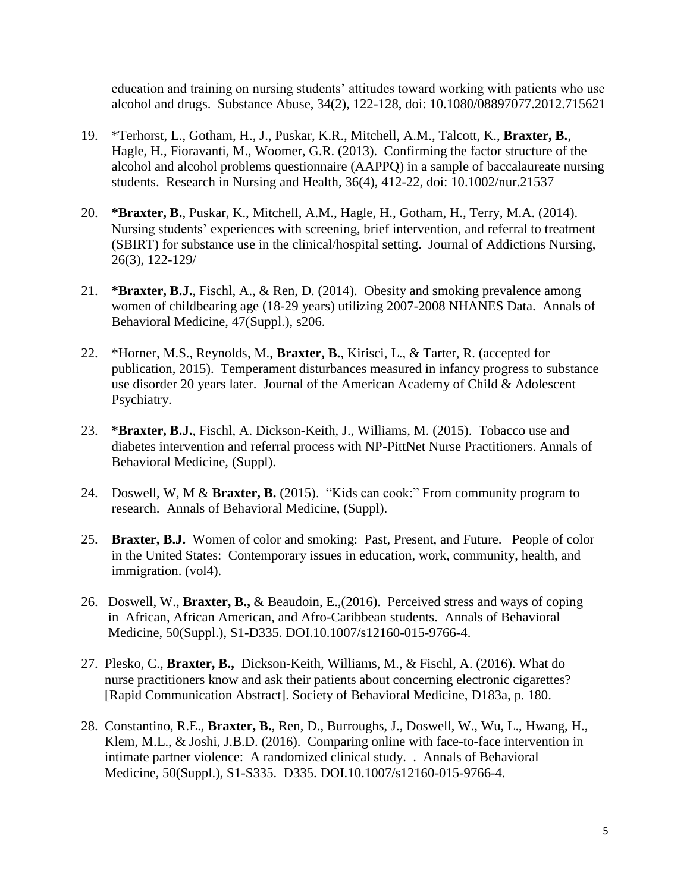education and training on nursing students' attitudes toward working with patients who use alcohol and drugs. Substance Abuse, 34(2), 122-128, doi: 10.1080/08897077.2012.715621

19. *Terhorst, L., Gotham, H., J., Puskar, K.R., Mitchell, A.M., Talcott, K., **Braxter, B.**, Hagle, H., Fioravanti, M., Woomer, G.R. (2013). Confirming the factor structure of the alcohol and alcohol problems questionnaire (AAPPQ) in a sample of baccalaureate nursing students. Research in Nursing and Health, 36(4), 412-22, doi: 10.1002/nur.21537

20. ***Braxter, B.**, Puskar, K., Mitchell, A.M., Hagle, H., Gotham, H., Terry, M.A. (2014). Nursing students' experiences with screening, brief intervention, and referral to treatment (SBIRT) for substance use in the clinical/hospital setting. Journal of Addictions Nursing, 26(3), 122-129/

21. ***Braxter, B.J.**, Fischl, A., & Ren, D. (2014). Obesity and smoking prevalence among women of childbearing age (18-29 years) utilizing 2007-2008 NHANES Data. Annals of Behavioral Medicine, 47(Suppl.), s206.

22. *Horner, M.S., Reynolds, M., **Braxter, B.**, Kirisci, L., & Tarter, R. (accepted for publication, 2015). Temperament disturbances measured in infancy progress to substance use disorder 20 years later. Journal of the American Academy of Child & Adolescent Psychiatry.

23. ***Braxter, B.J.**, Fischl, A. Dickson-Keith, J., Williams, M. (2015). Tobacco use and diabetes intervention and referral process with NP-PittNet Nurse Practitioners. Annals of Behavioral Medicine, (Suppl).

24. Doswell, W, M & **Braxter, B.** (2015). "Kids can cook:" From community program to research. Annals of Behavioral Medicine, (Suppl).

25. **Braxter, B.J.** Women of color and smoking: Past, Present, and Future. People of color in the United States: Contemporary issues in education, work, community, health, and immigration. (vol4).

26. Doswell, W., **Braxter, B.,** & Beaudoin, E.,(2016). Perceived stress and ways of coping in African, African American, and Afro-Caribbean students. Annals of Behavioral Medicine, 50(Suppl.), S1-D335. DOI.10.1007/s12160-015-9766-4.

27. Plesko, C., **Braxter, B.,** Dickson-Keith, Williams, M., & Fischl, A. (2016). What do nurse practitioners know and ask their patients about concerning electronic cigarettes? [Rapid Communication Abstract]. Society of Behavioral Medicine, D183a, p. 180.

28. Constantino, R.E., **Braxter, B.**, Ren, D., Burroughs, J., Doswell, W., Wu, L., Hwang, H., Klem, M.L., & Joshi, J.B.D. (2016). Comparing online with face-to-face intervention in intimate partner violence: A randomized clinical study. . Annals of Behavioral Medicine, 50(Suppl.), S1-S335. D335. DOI.10.1007/s12160-015-9766-4.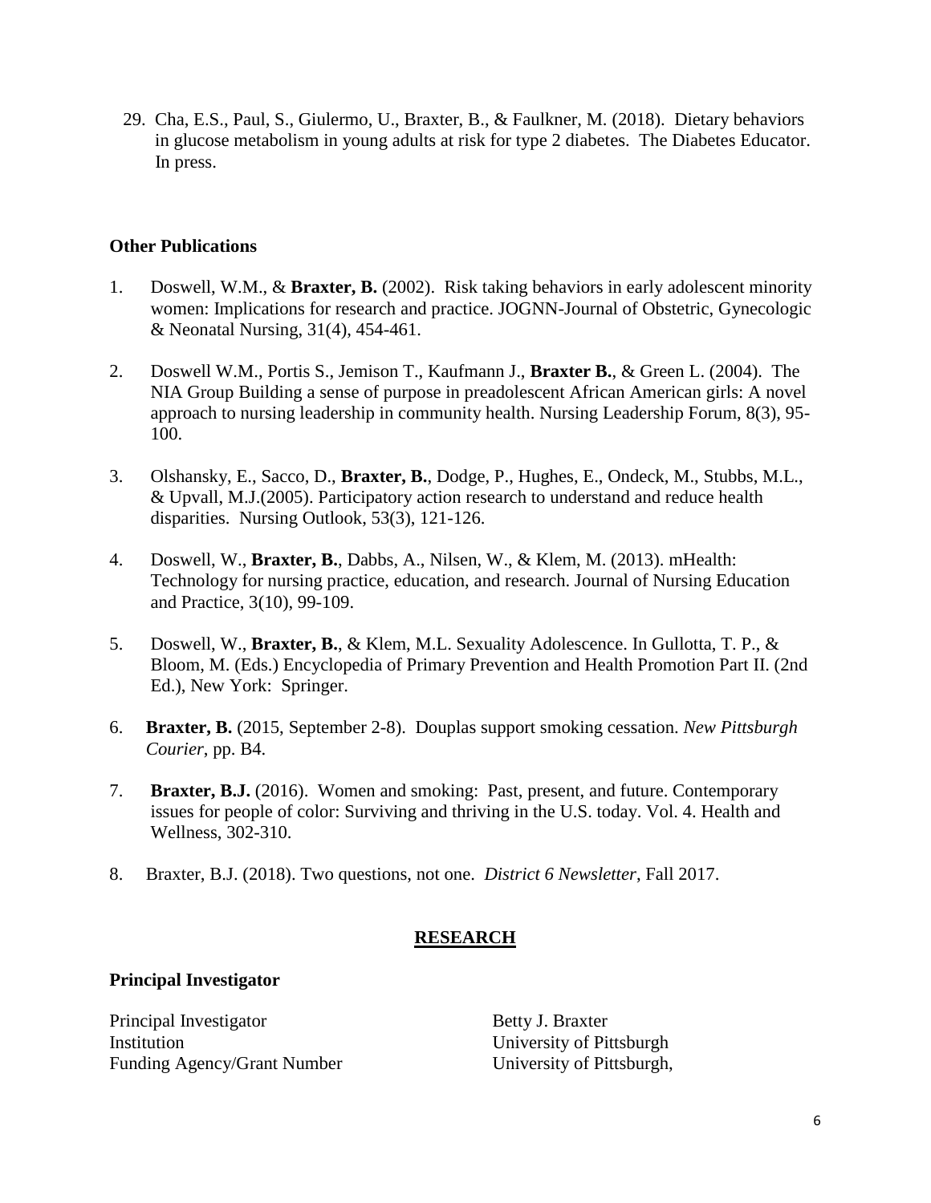29. Cha, E.S., Paul, S., Giulermo, U., Braxter, B., & Faulkner, M. (2018). Dietary behaviors in glucose metabolism in young adults at risk for type 2 diabetes. The Diabetes Educator. In press.

### Other Publications

1. Doswell, W.M., & **Braxter, B.** (2002). Risk taking behaviors in early adolescent minority women: Implications for research and practice. JOGNN-Journal of Obstetric, Gynecologic & Neonatal Nursing, 31(4), 454-461.

2. Doswell W.M., Portis S., Jemison T., Kaufmann J., **Braxter B.**, & Green L. (2004). The NIA Group Building a sense of purpose in preadolescent African American girls: A novel approach to nursing leadership in community health. Nursing Leadership Forum, 8(3), 95-100.

3. Olshansky, E., Sacco, D., **Braxter, B.**, Dodge, P., Hughes, E., Ondeck, M., Stubbs, M.L., & Upvall, M.J.(2005). Participatory action research to understand and reduce health disparities. Nursing Outlook, 53(3), 121-126.

4. Doswell, W., **Braxter, B.**, Dabbs, A., Nilsen, W., & Klem, M. (2013). mHealth: Technology for nursing practice, education, and research. Journal of Nursing Education and Practice, 3(10), 99-109.

5. Doswell, W., **Braxter, B.**, & Klem, M.L. Sexuality Adolescence. In Gullotta, T. P., & Bloom, M. (Eds.) Encyclopedia of Primary Prevention and Health Promotion Part II. (2nd Ed.), New York: Springer.

6. **Braxter, B.** (2015, September 2-8). Douplas support smoking cessation. *New Pittsburgh Courier*, pp. B4.

7. **Braxter, B.J.** (2016). Women and smoking: Past, present, and future. Contemporary issues for people of color: Surviving and thriving in the U.S. today. Vol. 4. Health and Wellness, 302-310.

8. Braxter, B.J. (2018). Two questions, not one. *District 6 Newsletter*, Fall 2017.

## RESEARCH

### Principal Investigator

| | |
|---|---|
| Principal Investigator | Betty J. Braxter |
| Institution | University of Pittsburgh |
| Funding Agency/Grant Number | University of Pittsburgh, |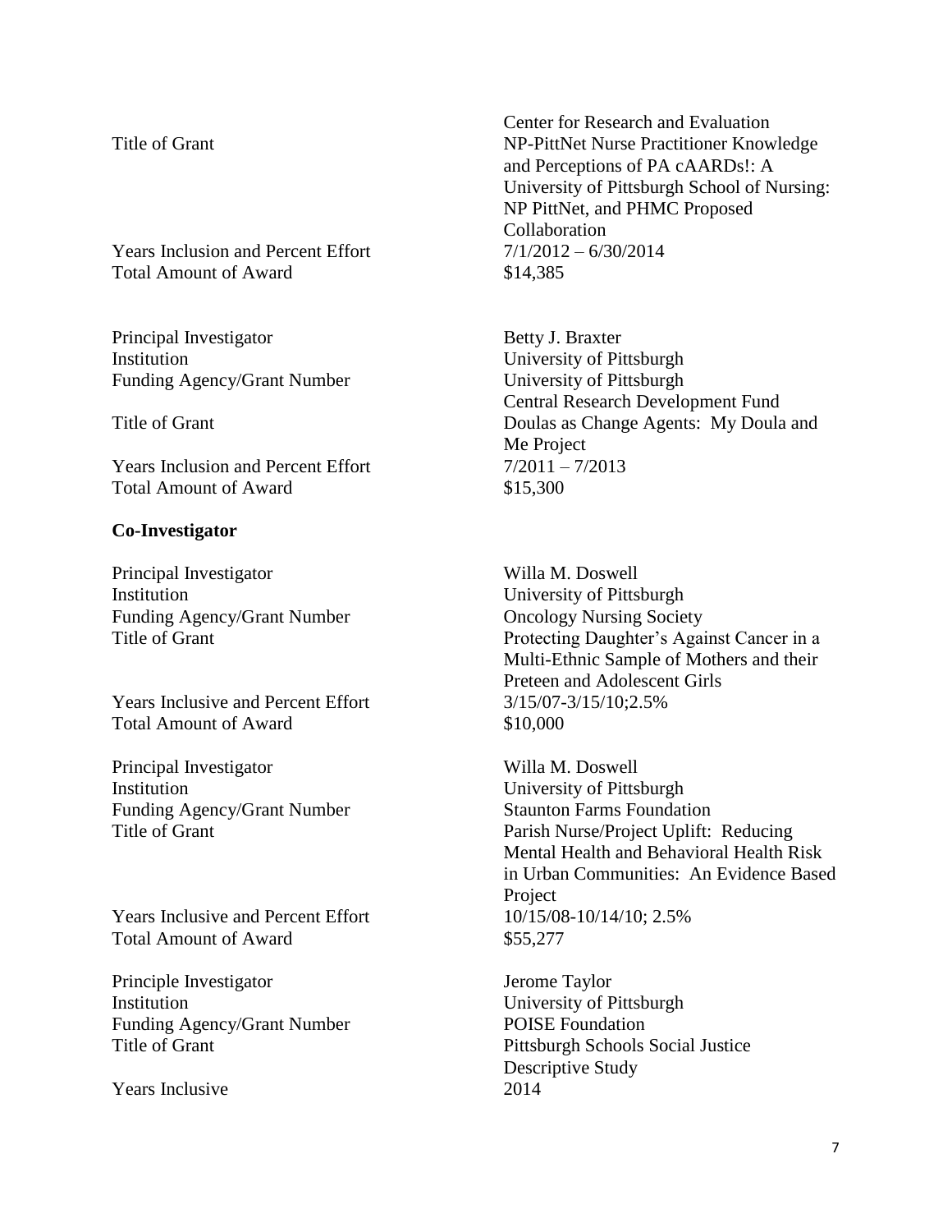| | |
|---|---|
| | Center for Research and Evaluation |
| Title of Grant | NP-PittNet Nurse Practitioner Knowledge and Perceptions of PA cAARDs!: A University of Pittsburgh School of Nursing: NP PittNet, and PHMC Proposed Collaboration |
| Years Inclusion and Percent Effort | 7/1/2012 – 6/30/2014 |
| Total Amount of Award | $14,385 |

| | |
|---|---|
| Principal Investigator | Betty J. Braxter |
| Institution | University of Pittsburgh |
| Funding Agency/Grant Number | University of Pittsburgh Central Research Development Fund |
| Title of Grant | Doulas as Change Agents: My Doula and Me Project |
| Years Inclusion and Percent Effort | 7/2011 – 7/2013 |
| Total Amount of Award | $15,300 |

**Co-Investigator**

| | |
|---|---|
| Principal Investigator | Willa M. Doswell |
| Institution | University of Pittsburgh |
| Funding Agency/Grant Number | Oncology Nursing Society |
| Title of Grant | Protecting Daughter's Against Cancer in a Multi-Ethnic Sample of Mothers and their Preteen and Adolescent Girls |
| Years Inclusive and Percent Effort | 3/15/07-3/15/10;2.5% |
| Total Amount of Award | $10,000 |

| | |
|---|---|
| Principal Investigator | Willa M. Doswell |
| Institution | University of Pittsburgh |
| Funding Agency/Grant Number | Staunton Farms Foundation |
| Title of Grant | Parish Nurse/Project Uplift: Reducing Mental Health and Behavioral Health Risk in Urban Communities: An Evidence Based Project |
| Years Inclusive and Percent Effort | 10/15/08-10/14/10; 2.5% |
| Total Amount of Award | $55,277 |

| | |
|---|---|
| Principle Investigator | Jerome Taylor |
| Institution | University of Pittsburgh |
| Funding Agency/Grant Number | POISE Foundation |
| Title of Grant | Pittsburgh Schools Social Justice Descriptive Study |
| Years Inclusive | 2014 |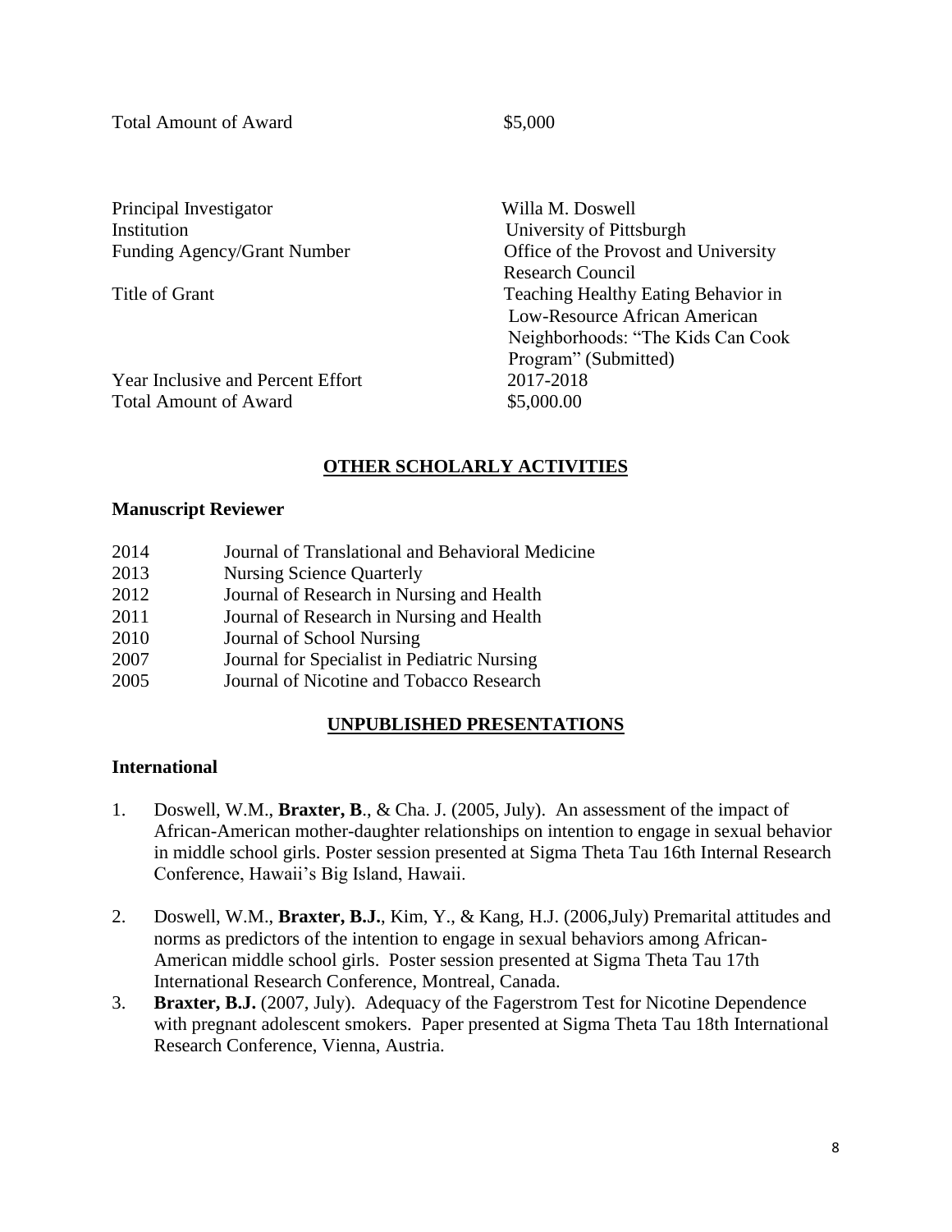| | |
|---|---|
| Total Amount of Award | $5,000 |

| | |
|---|---|
| Principal Investigator | Willa M. Doswell |
| Institution | University of Pittsburgh |
| Funding Agency/Grant Number | Office of the Provost and University Research Council |
| Title of Grant | Teaching Healthy Eating Behavior in Low-Resource African American Neighborhoods: "The Kids Can Cook Program" (Submitted) |
| Year Inclusive and Percent Effort | 2017-2018 |
| Total Amount of Award | $5,000.00 |

## OTHER SCHOLARLY ACTIVITIES

### Manuscript Reviewer

| | |
|---|---|
| 2014 | Journal of Translational and Behavioral Medicine |
| 2013 | Nursing Science Quarterly |
| 2012 | Journal of Research in Nursing and Health |
| 2011 | Journal of Research in Nursing and Health |
| 2010 | Journal of School Nursing |
| 2007 | Journal for Specialist in Pediatric Nursing |
| 2005 | Journal of Nicotine and Tobacco Research |

## UNPUBLISHED PRESENTATIONS

### International

1. Doswell, W.M., **Braxter, B**., & Cha. J. (2005, July). An assessment of the impact of African-American mother-daughter relationships on intention to engage in sexual behavior in middle school girls. Poster session presented at Sigma Theta Tau 16th Internal Research Conference, Hawaii's Big Island, Hawaii.

2. Doswell, W.M., **Braxter, B.J.**, Kim, Y., & Kang, H.J. (2006,July) Premarital attitudes and norms as predictors of the intention to engage in sexual behaviors among African-American middle school girls. Poster session presented at Sigma Theta Tau 17th International Research Conference, Montreal, Canada.

3. **Braxter, B.J.** (2007, July). Adequacy of the Fagerstrom Test for Nicotine Dependence with pregnant adolescent smokers. Paper presented at Sigma Theta Tau 18th International Research Conference, Vienna, Austria.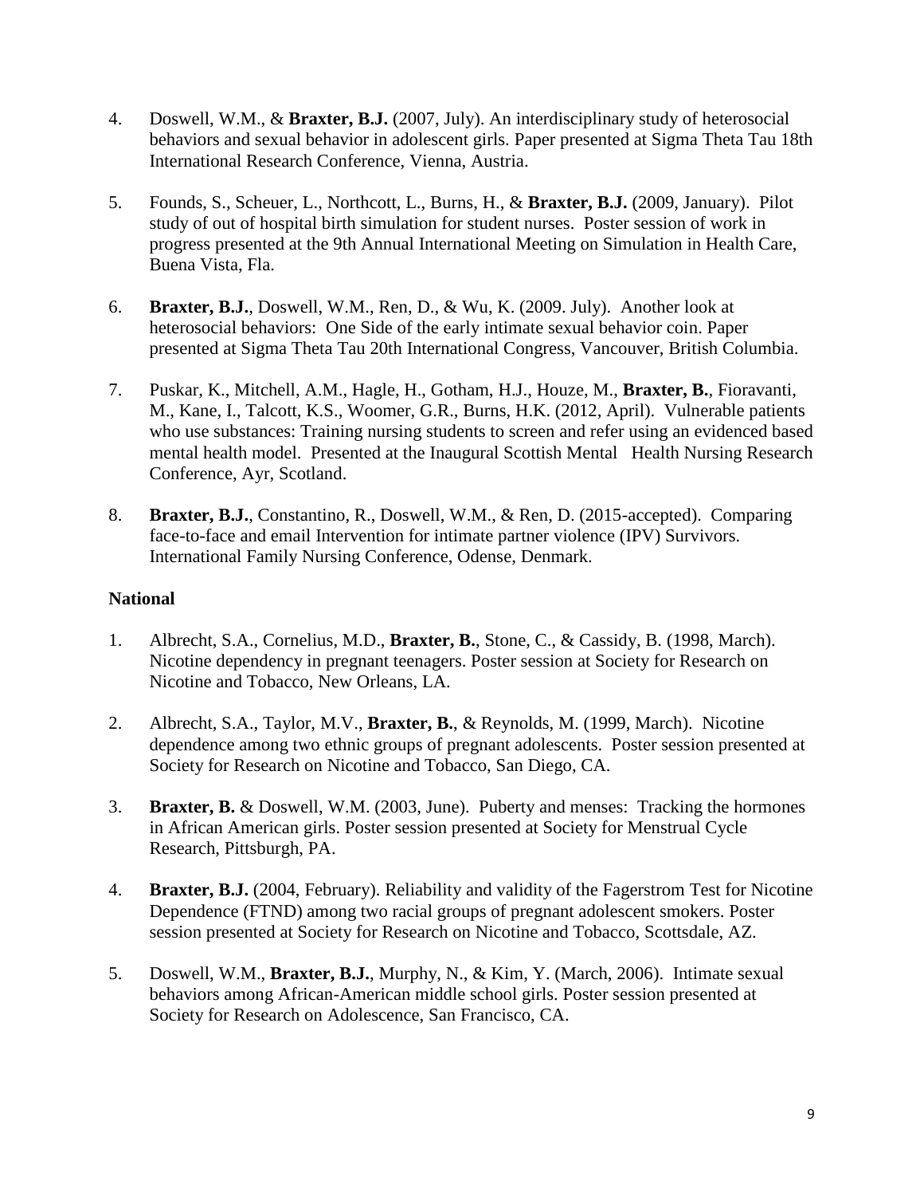4. Doswell, W.M., & **Braxter, B.J.** (2007, July). An interdisciplinary study of heterosocial behaviors and sexual behavior in adolescent girls. Paper presented at Sigma Theta Tau 18th International Research Conference, Vienna, Austria.

5. Founds, S., Scheuer, L., Northcott, L., Burns, H., & **Braxter, B.J.** (2009, January). Pilot study of out of hospital birth simulation for student nurses. Poster session of work in progress presented at the 9th Annual International Meeting on Simulation in Health Care, Buena Vista, Fla.

6. **Braxter, B.J.**, Doswell, W.M., Ren, D., & Wu, K. (2009. July). Another look at heterosocial behaviors: One Side of the early intimate sexual behavior coin. Paper presented at Sigma Theta Tau 20th International Congress, Vancouver, British Columbia.

7. Puskar, K., Mitchell, A.M., Hagle, H., Gotham, H.J., Houze, M., **Braxter, B.**, Fioravanti, M., Kane, I., Talcott, K.S., Woomer, G.R., Burns, H.K. (2012, April). Vulnerable patients who use substances: Training nursing students to screen and refer using an evidenced based mental health model. Presented at the Inaugural Scottish Mental Health Nursing Research Conference, Ayr, Scotland.

8. **Braxter, B.J.**, Constantino, R., Doswell, W.M., & Ren, D. (2015-accepted). Comparing face-to-face and email Intervention for intimate partner violence (IPV) Survivors. International Family Nursing Conference, Odense, Denmark.

**National**

1. Albrecht, S.A., Cornelius, M.D., **Braxter, B.**, Stone, C., & Cassidy, B. (1998, March). Nicotine dependency in pregnant teenagers. Poster session at Society for Research on Nicotine and Tobacco, New Orleans, LA.

2. Albrecht, S.A., Taylor, M.V., **Braxter, B.**, & Reynolds, M. (1999, March). Nicotine dependence among two ethnic groups of pregnant adolescents. Poster session presented at Society for Research on Nicotine and Tobacco, San Diego, CA.

3. **Braxter, B.** & Doswell, W.M. (2003, June). Puberty and menses: Tracking the hormones in African American girls. Poster session presented at Society for Menstrual Cycle Research, Pittsburgh, PA.

4. **Braxter, B.J.** (2004, February). Reliability and validity of the Fagerstrom Test for Nicotine Dependence (FTND) among two racial groups of pregnant adolescent smokers. Poster session presented at Society for Research on Nicotine and Tobacco, Scottsdale, AZ.

5. Doswell, W.M., **Braxter, B.J.**, Murphy, N., & Kim, Y. (March, 2006). Intimate sexual behaviors among African-American middle school girls. Poster session presented at Society for Research on Adolescence, San Francisco, CA.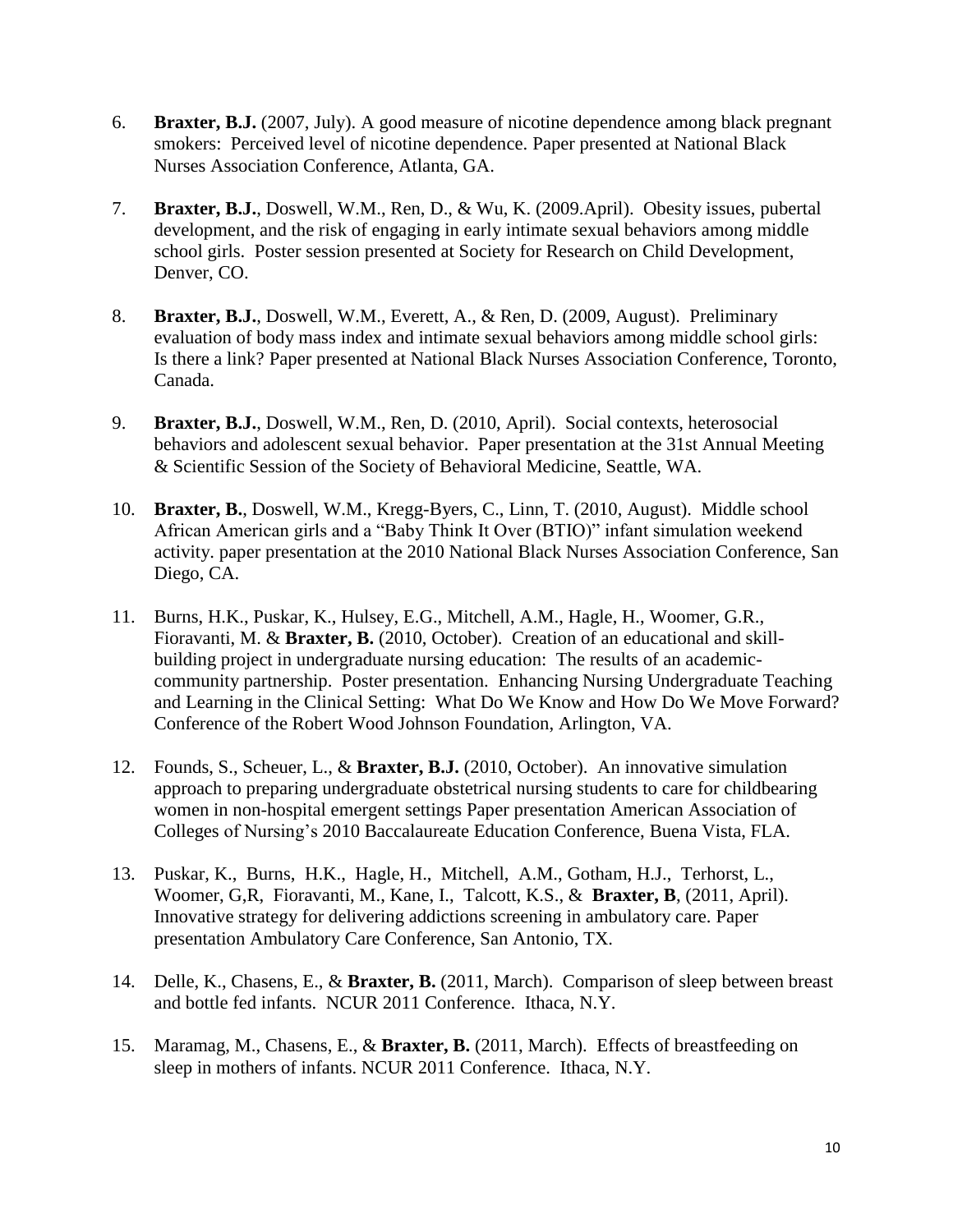6. **Braxter, B.J.** (2007, July). A good measure of nicotine dependence among black pregnant smokers: Perceived level of nicotine dependence. Paper presented at National Black Nurses Association Conference, Atlanta, GA.

7. **Braxter, B.J.**, Doswell, W.M., Ren, D., & Wu, K. (2009.April). Obesity issues, pubertal development, and the risk of engaging in early intimate sexual behaviors among middle school girls. Poster session presented at Society for Research on Child Development, Denver, CO.

8. **Braxter, B.J.**, Doswell, W.M., Everett, A., & Ren, D. (2009, August). Preliminary evaluation of body mass index and intimate sexual behaviors among middle school girls: Is there a link? Paper presented at National Black Nurses Association Conference, Toronto, Canada.

9. **Braxter, B.J.**, Doswell, W.M., Ren, D. (2010, April). Social contexts, heterosocial behaviors and adolescent sexual behavior. Paper presentation at the 31st Annual Meeting & Scientific Session of the Society of Behavioral Medicine, Seattle, WA.

10. **Braxter, B.**, Doswell, W.M., Kregg-Byers, C., Linn, T. (2010, August). Middle school African American girls and a "Baby Think It Over (BTIO)" infant simulation weekend activity. paper presentation at the 2010 National Black Nurses Association Conference, San Diego, CA.

11. Burns, H.K., Puskar, K., Hulsey, E.G., Mitchell, A.M., Hagle, H., Woomer, G.R., Fioravanti, M. & **Braxter, B.** (2010, October). Creation of an educational and skill-building project in undergraduate nursing education: The results of an academic-community partnership. Poster presentation. Enhancing Nursing Undergraduate Teaching and Learning in the Clinical Setting: What Do We Know and How Do We Move Forward? Conference of the Robert Wood Johnson Foundation, Arlington, VA.

12. Founds, S., Scheuer, L., & **Braxter, B.J.** (2010, October). An innovative simulation approach to preparing undergraduate obstetrical nursing students to care for childbearing women in non-hospital emergent settings Paper presentation American Association of Colleges of Nursing's 2010 Baccalaureate Education Conference, Buena Vista, FLA.

13. Puskar, K., Burns, H.K., Hagle, H., Mitchell, A.M., Gotham, H.J., Terhorst, L., Woomer, G,R, Fioravanti, M., Kane, I., Talcott, K.S., & **Braxter, B**, (2011, April). Innovative strategy for delivering addictions screening in ambulatory care. Paper presentation Ambulatory Care Conference, San Antonio, TX.

14. Delle, K., Chasens, E., & **Braxter, B.** (2011, March). Comparison of sleep between breast and bottle fed infants. NCUR 2011 Conference. Ithaca, N.Y.

15. Maramag, M., Chasens, E., & **Braxter, B.** (2011, March). Effects of breastfeeding on sleep in mothers of infants. NCUR 2011 Conference. Ithaca, N.Y.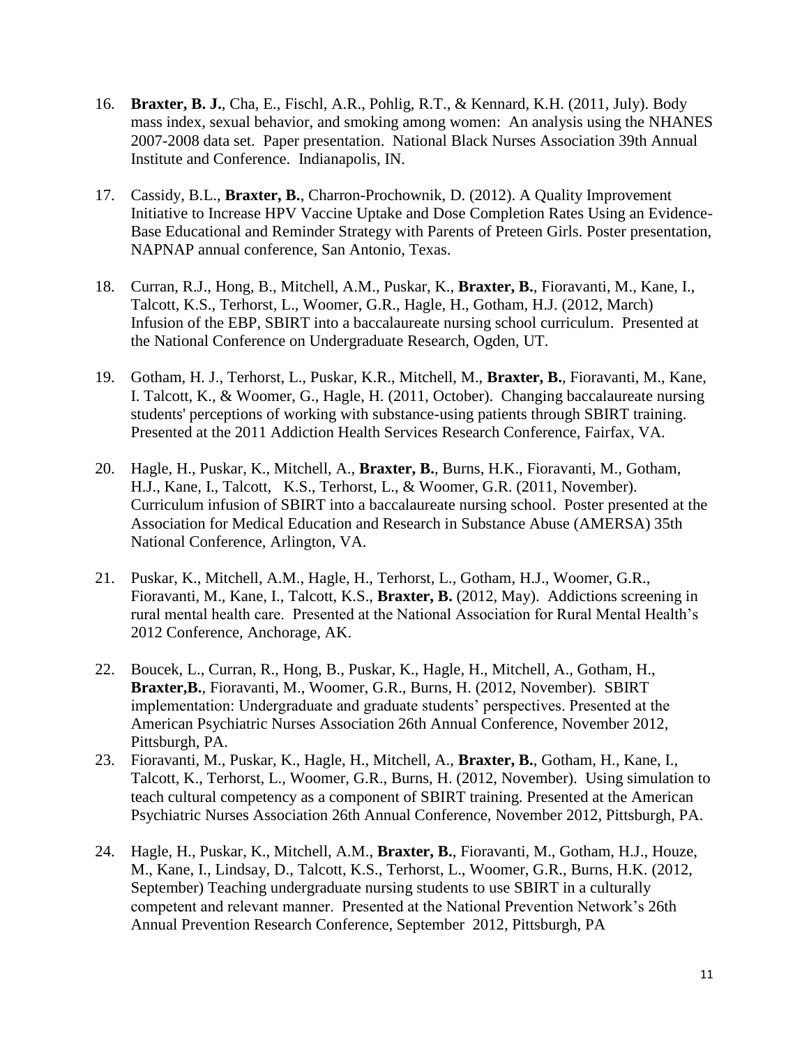16. **Braxter, B. J.**, Cha, E., Fischl, A.R., Pohlig, R.T., & Kennard, K.H. (2011, July). Body mass index, sexual behavior, and smoking among women: An analysis using the NHANES 2007-2008 data set. Paper presentation. National Black Nurses Association 39th Annual Institute and Conference. Indianapolis, IN.

17. Cassidy, B.L., **Braxter, B.**, Charron-Prochownik, D. (2012). A Quality Improvement Initiative to Increase HPV Vaccine Uptake and Dose Completion Rates Using an Evidence-Base Educational and Reminder Strategy with Parents of Preteen Girls. Poster presentation, NAPNAP annual conference, San Antonio, Texas.

18. Curran, R.J., Hong, B., Mitchell, A.M., Puskar, K., **Braxter, B.**, Fioravanti, M., Kane, I., Talcott, K.S., Terhorst, L., Woomer, G.R., Hagle, H., Gotham, H.J. (2012, March) Infusion of the EBP, SBIRT into a baccalaureate nursing school curriculum. Presented at the National Conference on Undergraduate Research, Ogden, UT.

19. Gotham, H. J., Terhorst, L., Puskar, K.R., Mitchell, M., **Braxter, B.**, Fioravanti, M., Kane, I. Talcott, K., & Woomer, G., Hagle, H. (2011, October). Changing baccalaureate nursing students' perceptions of working with substance-using patients through SBIRT training. Presented at the 2011 Addiction Health Services Research Conference, Fairfax, VA.

20. Hagle, H., Puskar, K., Mitchell, A., **Braxter, B.**, Burns, H.K., Fioravanti, M., Gotham, H.J., Kane, I., Talcott, K.S., Terhorst, L., & Woomer, G.R. (2011, November). Curriculum infusion of SBIRT into a baccalaureate nursing school. Poster presented at the Association for Medical Education and Research in Substance Abuse (AMERSA) 35th National Conference, Arlington, VA.

21. Puskar, K., Mitchell, A.M., Hagle, H., Terhorst, L., Gotham, H.J., Woomer, G.R., Fioravanti, M., Kane, I., Talcott, K.S., **Braxter, B.** (2012, May). Addictions screening in rural mental health care. Presented at the National Association for Rural Mental Health's 2012 Conference, Anchorage, AK.

22. Boucek, L., Curran, R., Hong, B., Puskar, K., Hagle, H., Mitchell, A., Gotham, H., **Braxter,B.**, Fioravanti, M., Woomer, G.R., Burns, H. (2012, November). SBIRT implementation: Undergraduate and graduate students' perspectives. Presented at the American Psychiatric Nurses Association 26th Annual Conference, November 2012, Pittsburgh, PA.

23. Fioravanti, M., Puskar, K., Hagle, H., Mitchell, A., **Braxter, B.**, Gotham, H., Kane, I., Talcott, K., Terhorst, L., Woomer, G.R., Burns, H. (2012, November). Using simulation to teach cultural competency as a component of SBIRT training. Presented at the American Psychiatric Nurses Association 26th Annual Conference, November 2012, Pittsburgh, PA.

24. Hagle, H., Puskar, K., Mitchell, A.M., **Braxter, B.**, Fioravanti, M., Gotham, H.J., Houze, M., Kane, I., Lindsay, D., Talcott, K.S., Terhorst, L., Woomer, G.R., Burns, H.K. (2012, September) Teaching undergraduate nursing students to use SBIRT in a culturally competent and relevant manner. Presented at the National Prevention Network's 26th Annual Prevention Research Conference, September 2012, Pittsburgh, PA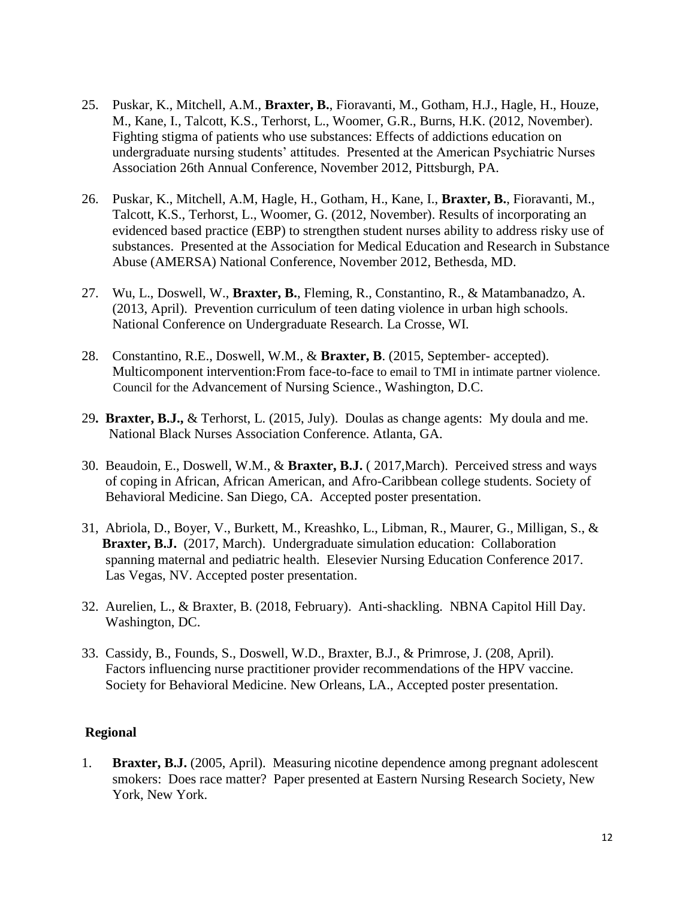25. Puskar, K., Mitchell, A.M., **Braxter, B.**, Fioravanti, M., Gotham, H.J., Hagle, H., Houze, M., Kane, I., Talcott, K.S., Terhorst, L., Woomer, G.R., Burns, H.K. (2012, November). Fighting stigma of patients who use substances: Effects of addictions education on undergraduate nursing students' attitudes. Presented at the American Psychiatric Nurses Association 26th Annual Conference, November 2012, Pittsburgh, PA.

26. Puskar, K., Mitchell, A.M, Hagle, H., Gotham, H., Kane, I., **Braxter, B.**, Fioravanti, M., Talcott, K.S., Terhorst, L., Woomer, G. (2012, November). Results of incorporating an evidenced based practice (EBP) to strengthen student nurses ability to address risky use of substances. Presented at the Association for Medical Education and Research in Substance Abuse (AMERSA) National Conference, November 2012, Bethesda, MD.

27. Wu, L., Doswell, W., **Braxter, B.**, Fleming, R., Constantino, R., & Matambanadzo, A. (2013, April). Prevention curriculum of teen dating violence in urban high schools. National Conference on Undergraduate Research. La Crosse, WI.

28. Constantino, R.E., Doswell, W.M., & **Braxter, B**. (2015, September- accepted). Multicomponent intervention:From face-to-face to email to TMI in intimate partner violence. Council for the Advancement of Nursing Science., Washington, D.C.

29. **Braxter, B.J.,** & Terhorst, L. (2015, July). Doulas as change agents: My doula and me. National Black Nurses Association Conference. Atlanta, GA.

30. Beaudoin, E., Doswell, W.M., & **Braxter, B.J.** ( 2017,March). Perceived stress and ways of coping in African, African American, and Afro-Caribbean college students. Society of Behavioral Medicine. San Diego, CA. Accepted poster presentation.

31, Abriola, D., Boyer, V., Burkett, M., Kreashko, L., Libman, R., Maurer, G., Milligan, S., & **Braxter, B.J.** (2017, March). Undergraduate simulation education: Collaboration spanning maternal and pediatric health. Elesevier Nursing Education Conference 2017. Las Vegas, NV. Accepted poster presentation.

32. Aurelien, L., & Braxter, B. (2018, February). Anti-shackling. NBNA Capitol Hill Day. Washington, DC.

33. Cassidy, B., Founds, S., Doswell, W.D., Braxter, B.J., & Primrose, J. (208, April). Factors influencing nurse practitioner provider recommendations of the HPV vaccine. Society for Behavioral Medicine. New Orleans, LA., Accepted poster presentation.

**Regional**

1. **Braxter, B.J.** (2005, April). Measuring nicotine dependence among pregnant adolescent smokers: Does race matter? Paper presented at Eastern Nursing Research Society, New York, New York.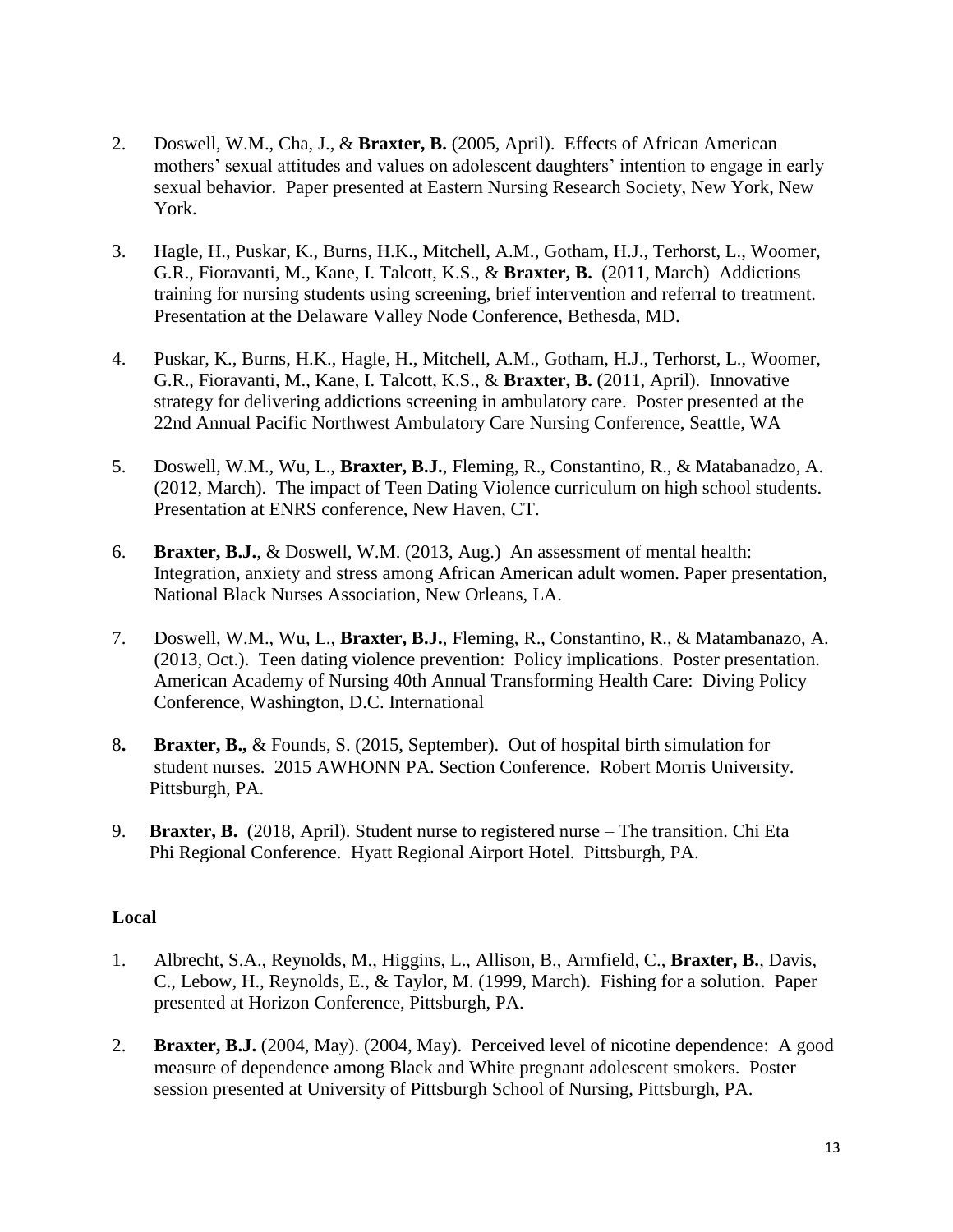2. Doswell, W.M., Cha, J., & **Braxter, B.** (2005, April). Effects of African American mothers' sexual attitudes and values on adolescent daughters' intention to engage in early sexual behavior. Paper presented at Eastern Nursing Research Society, New York, New York.

3. Hagle, H., Puskar, K., Burns, H.K., Mitchell, A.M., Gotham, H.J., Terhorst, L., Woomer, G.R., Fioravanti, M., Kane, I. Talcott, K.S., & **Braxter, B.** (2011, March) Addictions training for nursing students using screening, brief intervention and referral to treatment. Presentation at the Delaware Valley Node Conference, Bethesda, MD.

4. Puskar, K., Burns, H.K., Hagle, H., Mitchell, A.M., Gotham, H.J., Terhorst, L., Woomer, G.R., Fioravanti, M., Kane, I. Talcott, K.S., & **Braxter, B.** (2011, April). Innovative strategy for delivering addictions screening in ambulatory care. Poster presented at the 22nd Annual Pacific Northwest Ambulatory Care Nursing Conference, Seattle, WA

5. Doswell, W.M., Wu, L., **Braxter, B.J.**, Fleming, R., Constantino, R., & Matabanadzo, A. (2012, March). The impact of Teen Dating Violence curriculum on high school students. Presentation at ENRS conference, New Haven, CT.

6. **Braxter, B.J.**, & Doswell, W.M. (2013, Aug.) An assessment of mental health: Integration, anxiety and stress among African American adult women. Paper presentation, National Black Nurses Association, New Orleans, LA.

7. Doswell, W.M., Wu, L., **Braxter, B.J.**, Fleming, R., Constantino, R., & Matambanazo, A. (2013, Oct.). Teen dating violence prevention: Policy implications. Poster presentation. American Academy of Nursing 40th Annual Transforming Health Care: Diving Policy Conference, Washington, D.C. International

8. **Braxter, B.,** & Founds, S. (2015, September). Out of hospital birth simulation for student nurses. 2015 AWHONN PA. Section Conference. Robert Morris University. Pittsburgh, PA.

9. **Braxter, B.** (2018, April). Student nurse to registered nurse – The transition. Chi Eta Phi Regional Conference. Hyatt Regional Airport Hotel. Pittsburgh, PA.

### Local

1. Albrecht, S.A., Reynolds, M., Higgins, L., Allison, B., Armfield, C., **Braxter, B.**, Davis, C., Lebow, H., Reynolds, E., & Taylor, M. (1999, March). Fishing for a solution. Paper presented at Horizon Conference, Pittsburgh, PA.

2. **Braxter, B.J.** (2004, May). (2004, May). Perceived level of nicotine dependence: A good measure of dependence among Black and White pregnant adolescent smokers. Poster session presented at University of Pittsburgh School of Nursing, Pittsburgh, PA.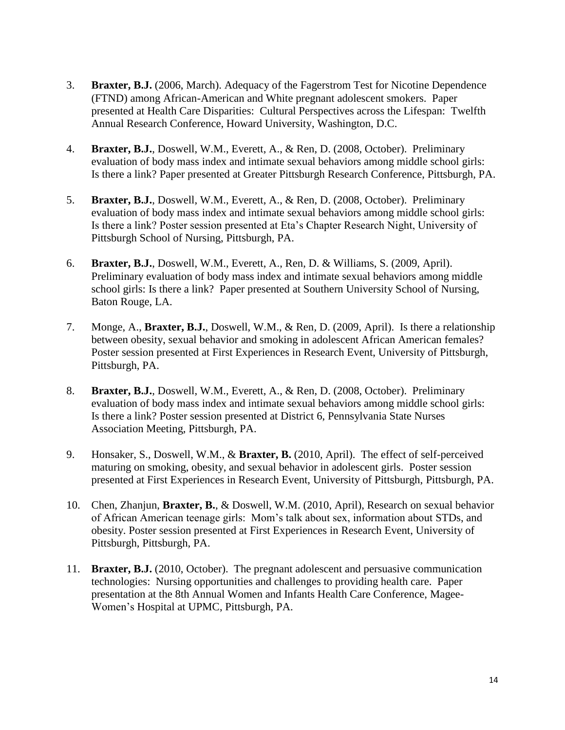3. **Braxter, B.J.** (2006, March). Adequacy of the Fagerstrom Test for Nicotine Dependence (FTND) among African-American and White pregnant adolescent smokers. Paper presented at Health Care Disparities: Cultural Perspectives across the Lifespan: Twelfth Annual Research Conference, Howard University, Washington, D.C.

4. **Braxter, B.J.**, Doswell, W.M., Everett, A., & Ren, D. (2008, October). Preliminary evaluation of body mass index and intimate sexual behaviors among middle school girls: Is there a link? Paper presented at Greater Pittsburgh Research Conference, Pittsburgh, PA.

5. **Braxter, B.J.**, Doswell, W.M., Everett, A., & Ren, D. (2008, October). Preliminary evaluation of body mass index and intimate sexual behaviors among middle school girls: Is there a link? Poster session presented at Eta's Chapter Research Night, University of Pittsburgh School of Nursing, Pittsburgh, PA.

6. **Braxter, B.J.**, Doswell, W.M., Everett, A., Ren, D. & Williams, S. (2009, April). Preliminary evaluation of body mass index and intimate sexual behaviors among middle school girls: Is there a link? Paper presented at Southern University School of Nursing, Baton Rouge, LA.

7. Monge, A., **Braxter, B.J.**, Doswell, W.M., & Ren, D. (2009, April). Is there a relationship between obesity, sexual behavior and smoking in adolescent African American females? Poster session presented at First Experiences in Research Event, University of Pittsburgh, Pittsburgh, PA.

8. **Braxter, B.J.**, Doswell, W.M., Everett, A., & Ren, D. (2008, October). Preliminary evaluation of body mass index and intimate sexual behaviors among middle school girls: Is there a link? Poster session presented at District 6, Pennsylvania State Nurses Association Meeting, Pittsburgh, PA.

9. Honsaker, S., Doswell, W.M., & **Braxter, B.** (2010, April). The effect of self-perceived maturing on smoking, obesity, and sexual behavior in adolescent girls. Poster session presented at First Experiences in Research Event, University of Pittsburgh, Pittsburgh, PA.

10. Chen, Zhanjun, **Braxter, B.**, & Doswell, W.M. (2010, April), Research on sexual behavior of African American teenage girls: Mom's talk about sex, information about STDs, and obesity. Poster session presented at First Experiences in Research Event, University of Pittsburgh, Pittsburgh, PA.

11. **Braxter, B.J.** (2010, October). The pregnant adolescent and persuasive communication technologies: Nursing opportunities and challenges to providing health care. Paper presentation at the 8th Annual Women and Infants Health Care Conference, Magee-Women's Hospital at UPMC, Pittsburgh, PA.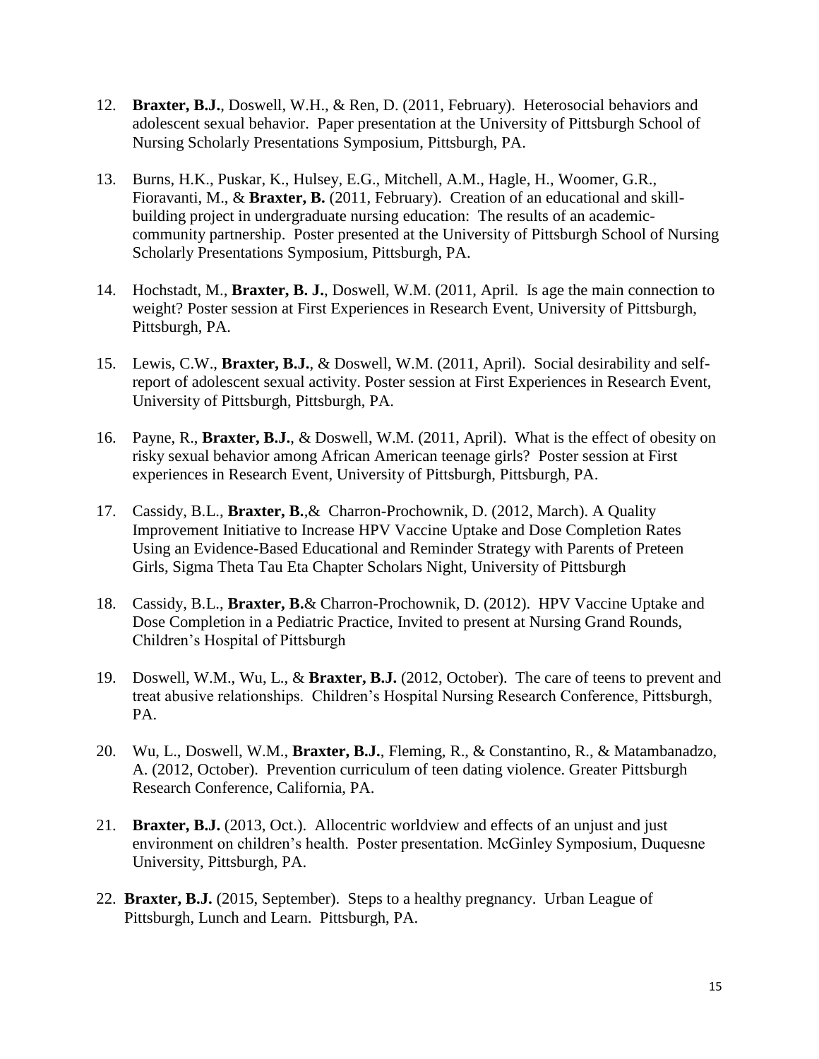12. **Braxter, B.J.**, Doswell, W.H., & Ren, D. (2011, February). Heterosocial behaviors and adolescent sexual behavior. Paper presentation at the University of Pittsburgh School of Nursing Scholarly Presentations Symposium, Pittsburgh, PA.

13. Burns, H.K., Puskar, K., Hulsey, E.G., Mitchell, A.M., Hagle, H., Woomer, G.R., Fioravanti, M., & **Braxter, B.** (2011, February). Creation of an educational and skill-building project in undergraduate nursing education: The results of an academic-community partnership. Poster presented at the University of Pittsburgh School of Nursing Scholarly Presentations Symposium, Pittsburgh, PA.

14. Hochstadt, M., **Braxter, B. J.**, Doswell, W.M. (2011, April. Is age the main connection to weight? Poster session at First Experiences in Research Event, University of Pittsburgh, Pittsburgh, PA.

15. Lewis, C.W., **Braxter, B.J.**, & Doswell, W.M. (2011, April). Social desirability and self-report of adolescent sexual activity. Poster session at First Experiences in Research Event, University of Pittsburgh, Pittsburgh, PA.

16. Payne, R., **Braxter, B.J.**, & Doswell, W.M. (2011, April). What is the effect of obesity on risky sexual behavior among African American teenage girls? Poster session at First experiences in Research Event, University of Pittsburgh, Pittsburgh, PA.

17. Cassidy, B.L., **Braxter, B.**,& Charron-Prochownik, D. (2012, March). A Quality Improvement Initiative to Increase HPV Vaccine Uptake and Dose Completion Rates Using an Evidence-Based Educational and Reminder Strategy with Parents of Preteen Girls, Sigma Theta Tau Eta Chapter Scholars Night, University of Pittsburgh

18. Cassidy, B.L., **Braxter, B.**& Charron-Prochownik, D. (2012). HPV Vaccine Uptake and Dose Completion in a Pediatric Practice, Invited to present at Nursing Grand Rounds, Children's Hospital of Pittsburgh

19. Doswell, W.M., Wu, L., & **Braxter, B.J.** (2012, October). The care of teens to prevent and treat abusive relationships. Children's Hospital Nursing Research Conference, Pittsburgh, PA.

20. Wu, L., Doswell, W.M., **Braxter, B.J.**, Fleming, R., & Constantino, R., & Matambanadzo, A. (2012, October). Prevention curriculum of teen dating violence. Greater Pittsburgh Research Conference, California, PA.

21. **Braxter, B.J.** (2013, Oct.). Allocentric worldview and effects of an unjust and just environment on children's health. Poster presentation. McGinley Symposium, Duquesne University, Pittsburgh, PA.

22. **Braxter, B.J.** (2015, September). Steps to a healthy pregnancy. Urban League of Pittsburgh, Lunch and Learn. Pittsburgh, PA.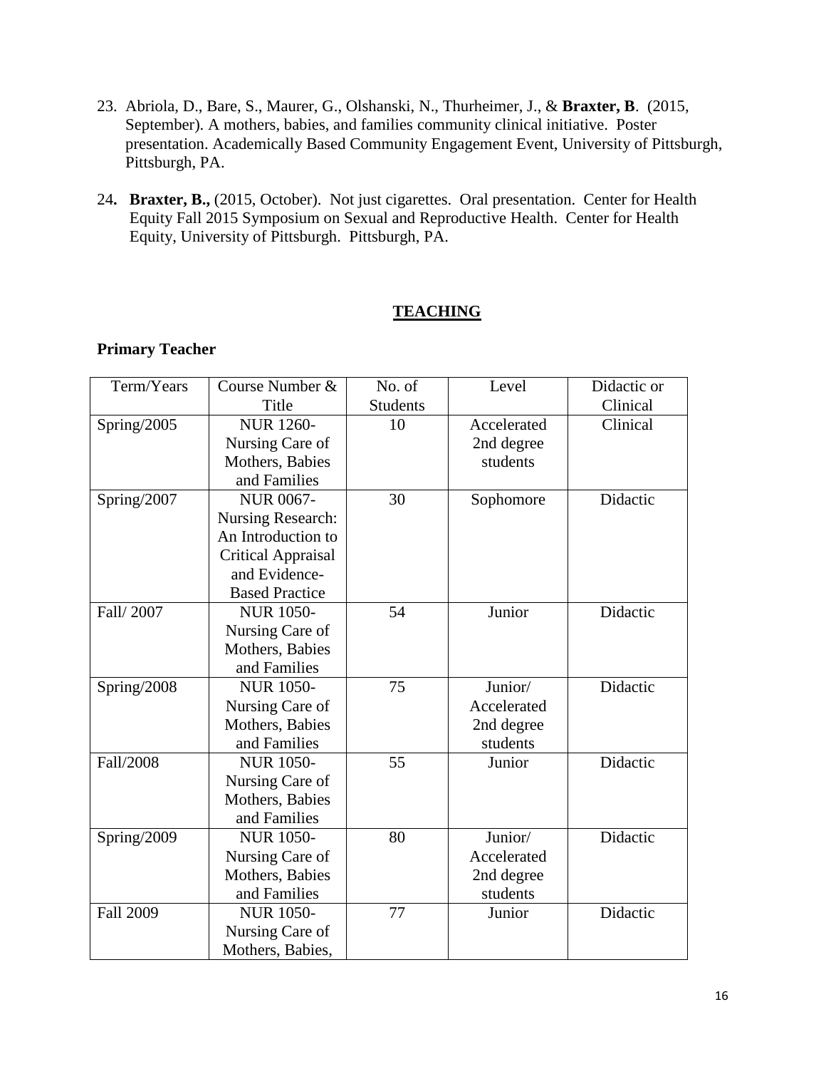23. Abriola, D., Bare, S., Maurer, G., Olshanski, N., Thurheimer, J., & **Braxter, B**. (2015, September). A mothers, babies, and families community clinical initiative. Poster presentation. Academically Based Community Engagement Event, University of Pittsburgh, Pittsburgh, PA.

24. **Braxter, B.,** (2015, October). Not just cigarettes. Oral presentation. Center for Health Equity Fall 2015 Symposium on Sexual and Reproductive Health. Center for Health Equity, University of Pittsburgh. Pittsburgh, PA.

## TEACHING

**Primary Teacher**

| Term/Years | Course Number & Title | No. of Students | Level | Didactic or Clinical |
|---|---|---|---|---|
| Spring/2005 | NUR 1260- Nursing Care of Mothers, Babies and Families | 10 | Accelerated 2nd degree students | Clinical |
| Spring/2007 | NUR 0067- Nursing Research: An Introduction to Critical Appraisal and Evidence-Based Practice | 30 | Sophomore | Didactic |
| Fall/ 2007 | NUR 1050- Nursing Care of Mothers, Babies and Families | 54 | Junior | Didactic |
| Spring/2008 | NUR 1050- Nursing Care of Mothers, Babies and Families | 75 | Junior/ Accelerated 2nd degree students | Didactic |
| Fall/2008 | NUR 1050- Nursing Care of Mothers, Babies and Families | 55 | Junior | Didactic |
| Spring/2009 | NUR 1050- Nursing Care of Mothers, Babies and Families | 80 | Junior/ Accelerated 2nd degree students | Didactic |
| Fall 2009 | NUR 1050- Nursing Care of Mothers, Babies, | 77 | Junior | Didactic |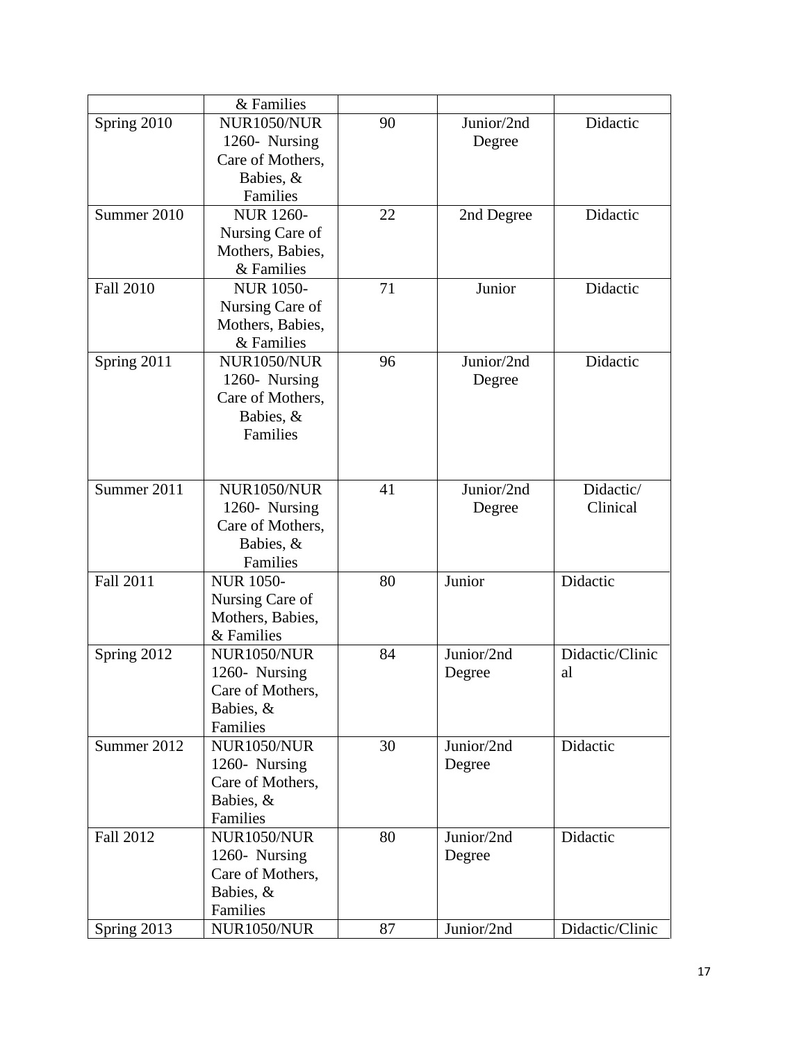| | & Families | | | |
|---|---|---|---|---|
| Spring 2010 | NUR1050/NUR 1260- Nursing Care of Mothers, Babies, & Families | 90 | Junior/2nd Degree | Didactic |
| Summer 2010 | NUR 1260- Nursing Care of Mothers, Babies, & Families | 22 | 2nd Degree | Didactic |
| Fall 2010 | NUR 1050- Nursing Care of Mothers, Babies, & Families | 71 | Junior | Didactic |
| Spring 2011 | NUR1050/NUR 1260- Nursing Care of Mothers, Babies, & Families | 96 | Junior/2nd Degree | Didactic |
| Summer 2011 | NUR1050/NUR 1260- Nursing Care of Mothers, Babies, & Families | 41 | Junior/2nd Degree | Didactic/ Clinical |
| Fall 2011 | NUR 1050- Nursing Care of Mothers, Babies, & Families | 80 | Junior | Didactic |
| Spring 2012 | NUR1050/NUR 1260- Nursing Care of Mothers, Babies, & Families | 84 | Junior/2nd Degree | Didactic/Clinical |
| Summer 2012 | NUR1050/NUR 1260- Nursing Care of Mothers, Babies, & Families | 30 | Junior/2nd Degree | Didactic |
| Fall 2012 | NUR1050/NUR 1260- Nursing Care of Mothers, Babies, & Families | 80 | Junior/2nd Degree | Didactic |
| Spring 2013 | NUR1050/NUR | 87 | Junior/2nd | Didactic/Clinic |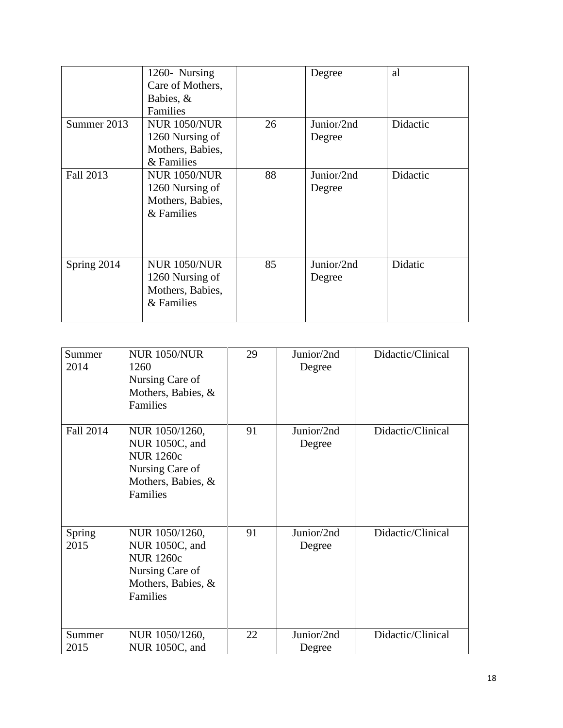| | 1260- Nursing Care of Mothers, Babies, & Families | | Degree | al |
|---|---|---|---|---|
| Summer 2013 | NUR 1050/NUR 1260 Nursing of Mothers, Babies, & Families | 26 | Junior/2nd Degree | Didactic |
| Fall 2013 | NUR 1050/NUR 1260 Nursing of Mothers, Babies, & Families | 88 | Junior/2nd Degree | Didactic |
| Spring 2014 | NUR 1050/NUR 1260 Nursing of Mothers, Babies, & Families | 85 | Junior/2nd Degree | Didatic |

| Summer 2014 | NUR 1050/NUR 1260 Nursing Care of Mothers, Babies, & Families | 29 | Junior/2nd Degree | Didactic/Clinical |
|---|---|---|---|---|
| Fall 2014 | NUR 1050/1260, NUR 1050C, and NUR 1260c Nursing Care of Mothers, Babies, & Families | 91 | Junior/2nd Degree | Didactic/Clinical |
| Spring 2015 | NUR 1050/1260, NUR 1050C, and NUR 1260c Nursing Care of Mothers, Babies, & Families | 91 | Junior/2nd Degree | Didactic/Clinical |
| Summer 2015 | NUR 1050/1260, NUR 1050C, and | 22 | Junior/2nd Degree | Didactic/Clinical |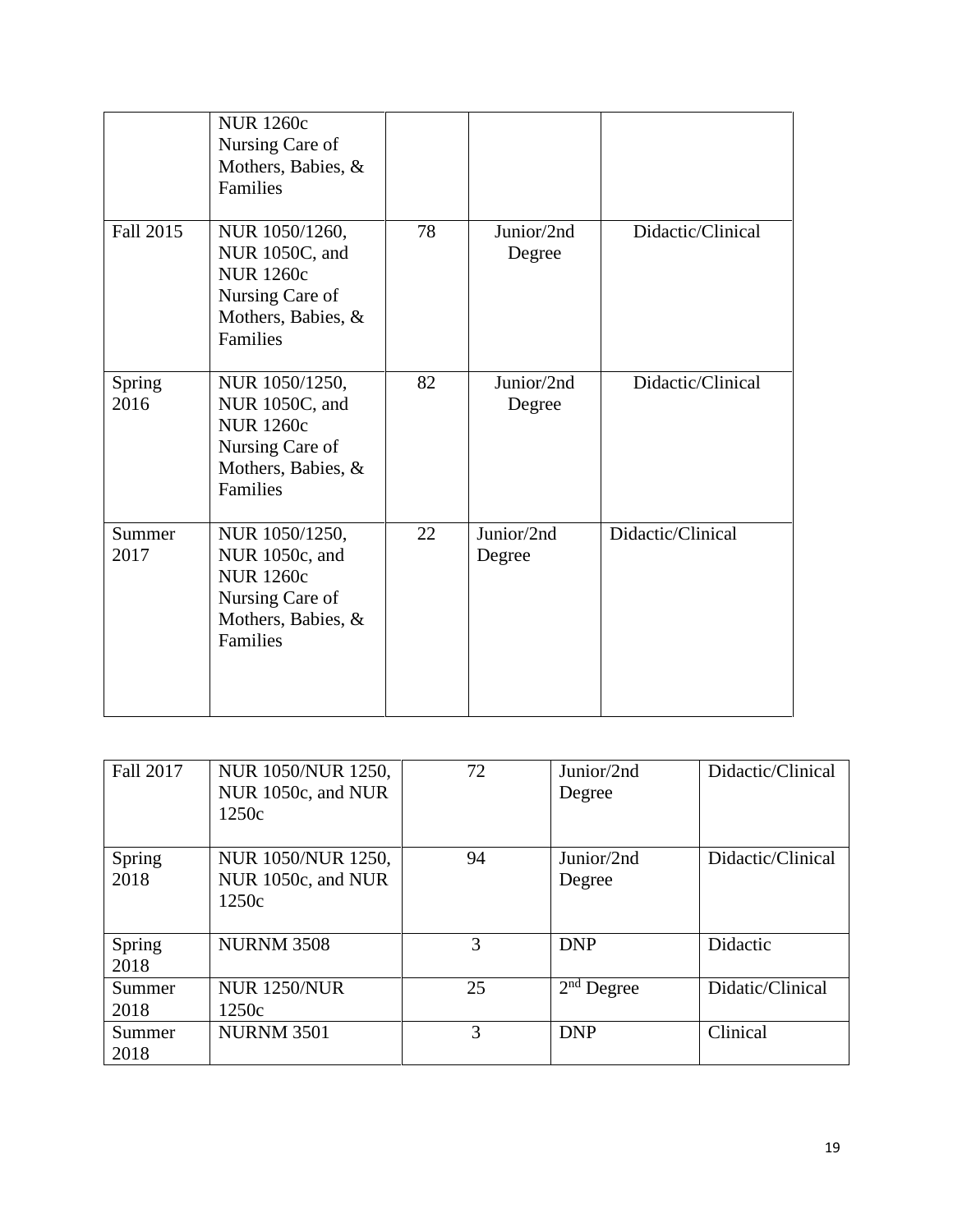| | | | | |
|---|---|---|---|---|
| | NUR 1260c Nursing Care of Mothers, Babies, & Families | | | |
| Fall 2015 | NUR 1050/1260, NUR 1050C, and NUR 1260c Nursing Care of Mothers, Babies, & Families | 78 | Junior/2nd Degree | Didactic/Clinical |
| Spring 2016 | NUR 1050/1250, NUR 1050C, and NUR 1260c Nursing Care of Mothers, Babies, & Families | 82 | Junior/2nd Degree | Didactic/Clinical |
| Summer 2017 | NUR 1050/1250, NUR 1050c, and NUR 1260c Nursing Care of Mothers, Babies, & Families | 22 | Junior/2nd Degree | Didactic/Clinical |

| | | | | |
|---|---|---|---|---|
| Fall 2017 | NUR 1050/NUR 1250, NUR 1050c, and NUR 1250c | 72 | Junior/2nd Degree | Didactic/Clinical |
| Spring 2018 | NUR 1050/NUR 1250, NUR 1050c, and NUR 1250c | 94 | Junior/2nd Degree | Didactic/Clinical |
| Spring 2018 | NURNM 3508 | 3 | DNP | Didactic |
| Summer 2018 | NUR 1250/NUR 1250c | 25 | 2nd Degree | Didatic/Clinical |
| Summer 2018 | NURNM 3501 | 3 | DNP | Clinical |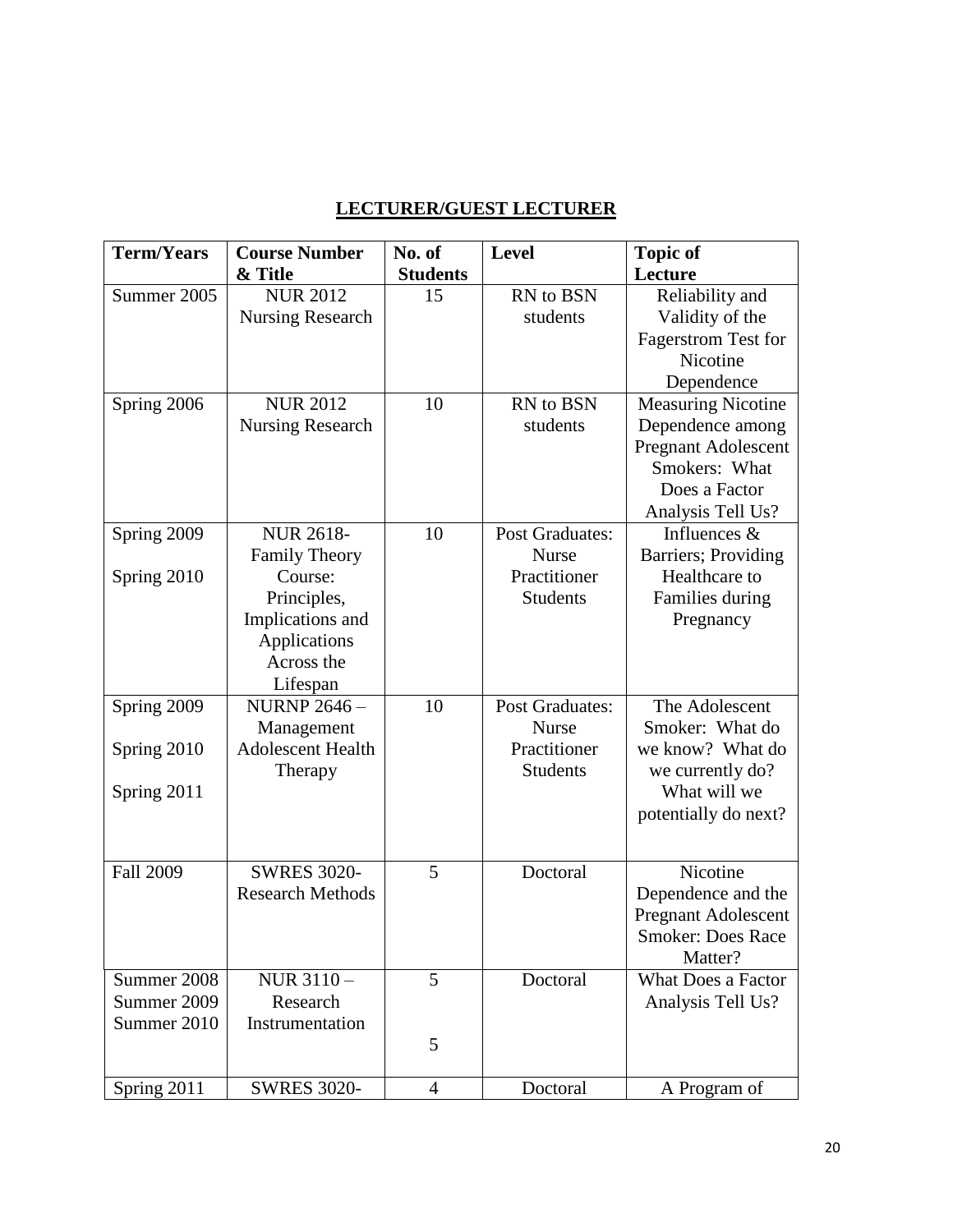## LECTURER/GUEST LECTURER

| Term/Years | Course Number & Title | No. of Students | Level | Topic of Lecture |
|---|---|---|---|---|
| Summer 2005 | NUR 2012 Nursing Research | 15 | RN to BSN students | Reliability and Validity of the Fagerstrom Test for Nicotine Dependence |
| Spring 2006 | NUR 2012 Nursing Research | 10 | RN to BSN students | Measuring Nicotine Dependence among Pregnant Adolescent Smokers: What Does a Factor Analysis Tell Us? |
| Spring 2009<br>Spring 2010 | NUR 2618- Family Theory Course: Principles, Implications and Applications Across the Lifespan | 10 | Post Graduates: Nurse Practitioner Students | Influences & Barriers; Providing Healthcare to Families during Pregnancy |
| Spring 2009<br>Spring 2010<br>Spring 2011 | NURNP 2646 – Management Adolescent Health Therapy | 10 | Post Graduates: Nurse Practitioner Students | The Adolescent Smoker: What do we know? What do we currently do? What will we potentially do next? |
| Fall 2009 | SWRES 3020- Research Methods | 5 | Doctoral | Nicotine Dependence and the Pregnant Adolescent Smoker: Does Race Matter? |
| Summer 2008<br>Summer 2009<br>Summer 2010 | NUR 3110 – Research Instrumentation | 5<br>5 | Doctoral | What Does a Factor Analysis Tell Us? |
| Spring 2011 | SWRES 3020- | 4 | Doctoral | A Program of |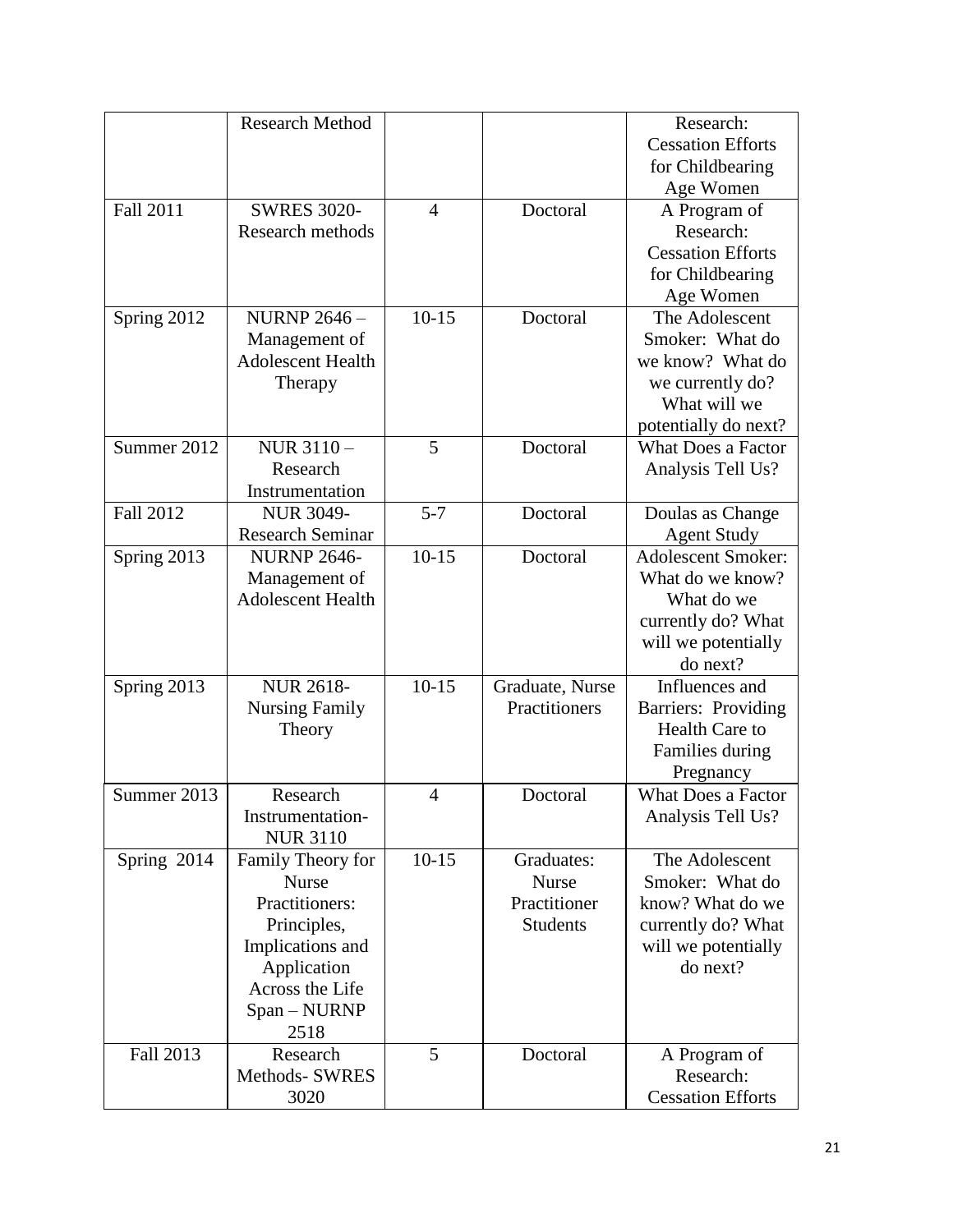| | | | | |
|---|---|---|---|---|
| | Research Method | | | Research: Cessation Efforts for Childbearing Age Women |
| Fall 2011 | SWRES 3020- Research methods | 4 | Doctoral | A Program of Research: Cessation Efforts for Childbearing Age Women |
| Spring 2012 | NURNP 2646 – Management of Adolescent Health Therapy | 10-15 | Doctoral | The Adolescent Smoker: What do we know? What do we currently do? What will we potentially do next? |
| Summer 2012 | NUR 3110 – Research Instrumentation | 5 | Doctoral | What Does a Factor Analysis Tell Us? |
| Fall 2012 | NUR 3049- Research Seminar | 5-7 | Doctoral | Doulas as Change Agent Study |
| Spring 2013 | NURNP 2646- Management of Adolescent Health | 10-15 | Doctoral | Adolescent Smoker: What do we know? What do we currently do? What will we potentially do next? |
| Spring 2013 | NUR 2618- Nursing Family Theory | 10-15 | Graduate, Nurse Practitioners | Influences and Barriers: Providing Health Care to Families during Pregnancy |
| Summer 2013 | Research Instrumentation- NUR 3110 | 4 | Doctoral | What Does a Factor Analysis Tell Us? |
| Spring 2014 | Family Theory for Nurse Practitioners: Principles, Implications and Application Across the Life Span – NURNP 2518 | 10-15 | Graduates: Nurse Practitioner Students | The Adolescent Smoker: What do know? What do we currently do? What will we potentially do next? |
| Fall 2013 | Research Methods- SWRES 3020 | 5 | Doctoral | A Program of Research: Cessation Efforts |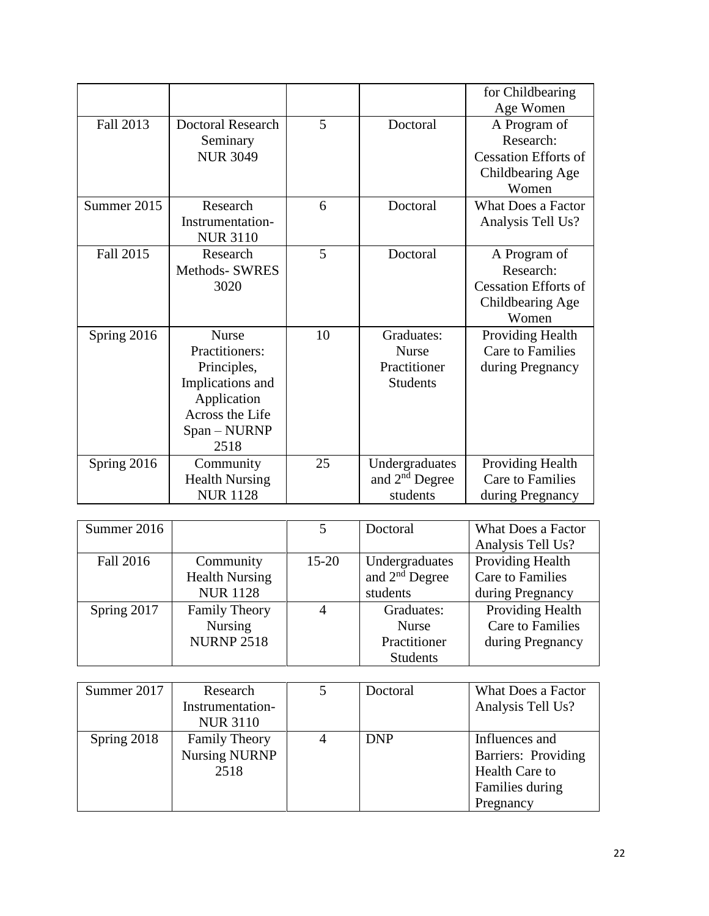| | | | | for Childbearing Age Women |
|---|---|---|---|---|
| Fall 2013 | Doctoral Research Seminary NUR 3049 | 5 | Doctoral | A Program of Research: Cessation Efforts of Childbearing Age Women |
| Summer 2015 | Research Instrumentation- NUR 3110 | 6 | Doctoral | What Does a Factor Analysis Tell Us? |
| Fall 2015 | Research Methods- SWRES 3020 | 5 | Doctoral | A Program of Research: Cessation Efforts of Childbearing Age Women |
| Spring 2016 | Nurse Practitioners: Principles, Implications and Application Across the Life Span – NURNP 2518 | 10 | Graduates: Nurse Practitioner Students | Providing Health Care to Families during Pregnancy |
| Spring 2016 | Community Health Nursing NUR 1128 | 25 | Undergraduates and 2nd Degree students | Providing Health Care to Families during Pregnancy |
| Summer 2016 | | 5 | Doctoral | What Does a Factor Analysis Tell Us? |
| Fall 2016 | Community Health Nursing NUR 1128 | 15-20 | Undergraduates and 2nd Degree students | Providing Health Care to Families during Pregnancy |
| Spring 2017 | Family Theory Nursing NURNP 2518 | 4 | Graduates: Nurse Practitioner Students | Providing Health Care to Families during Pregnancy |
| Summer 2017 | Research Instrumentation- NUR 3110 | 5 | Doctoral | What Does a Factor Analysis Tell Us? |
| Spring 2018 | Family Theory Nursing NURNP 2518 | 4 | DNP | Influences and Barriers: Providing Health Care to Families during Pregnancy |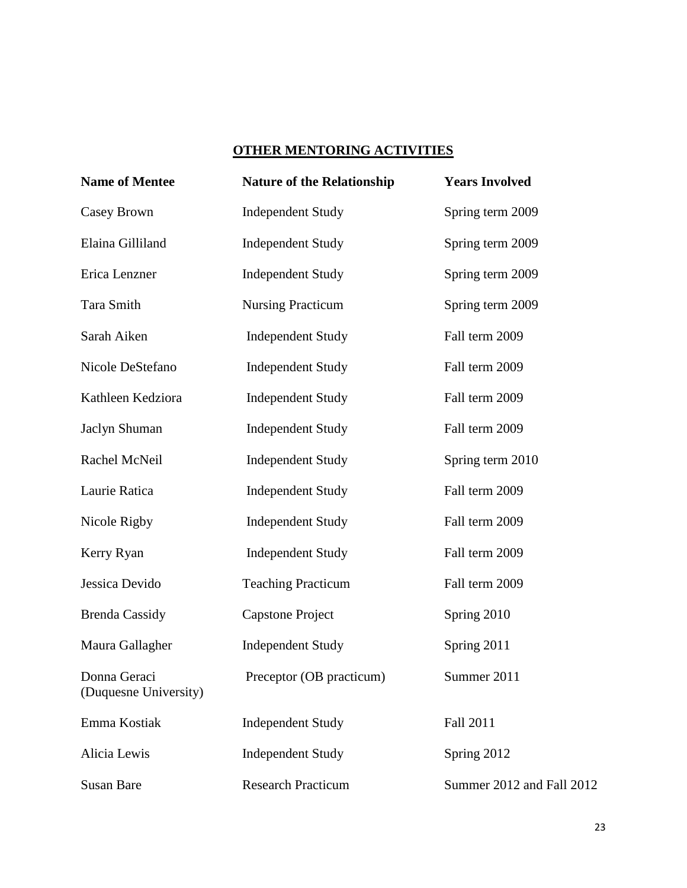## OTHER MENTORING ACTIVITIES

| Name of Mentee | Nature of the Relationship | Years Involved |
|---|---|---|
| Casey Brown | Independent Study | Spring term 2009 |
| Elaina Gilliland | Independent Study | Spring term 2009 |
| Erica Lenzner | Independent Study | Spring term 2009 |
| Tara Smith | Nursing Practicum | Spring term 2009 |
| Sarah Aiken | Independent Study | Fall term 2009 |
| Nicole DeStefano | Independent Study | Fall term 2009 |
| Kathleen Kedziora | Independent Study | Fall term 2009 |
| Jaclyn Shuman | Independent Study | Fall term 2009 |
| Rachel McNeil | Independent Study | Spring term 2010 |
| Laurie Ratica | Independent Study | Fall term 2009 |
| Nicole Rigby | Independent Study | Fall term 2009 |
| Kerry Ryan | Independent Study | Fall term 2009 |
| Jessica Devido | Teaching Practicum | Fall term 2009 |
| Brenda Cassidy | Capstone Project | Spring 2010 |
| Maura Gallagher | Independent Study | Spring 2011 |
| Donna Geraci (Duquesne University) | Preceptor (OB practicum) | Summer 2011 |
| Emma Kostiak | Independent Study | Fall 2011 |
| Alicia Lewis | Independent Study | Spring 2012 |
| Susan Bare | Research Practicum | Summer 2012 and Fall 2012 |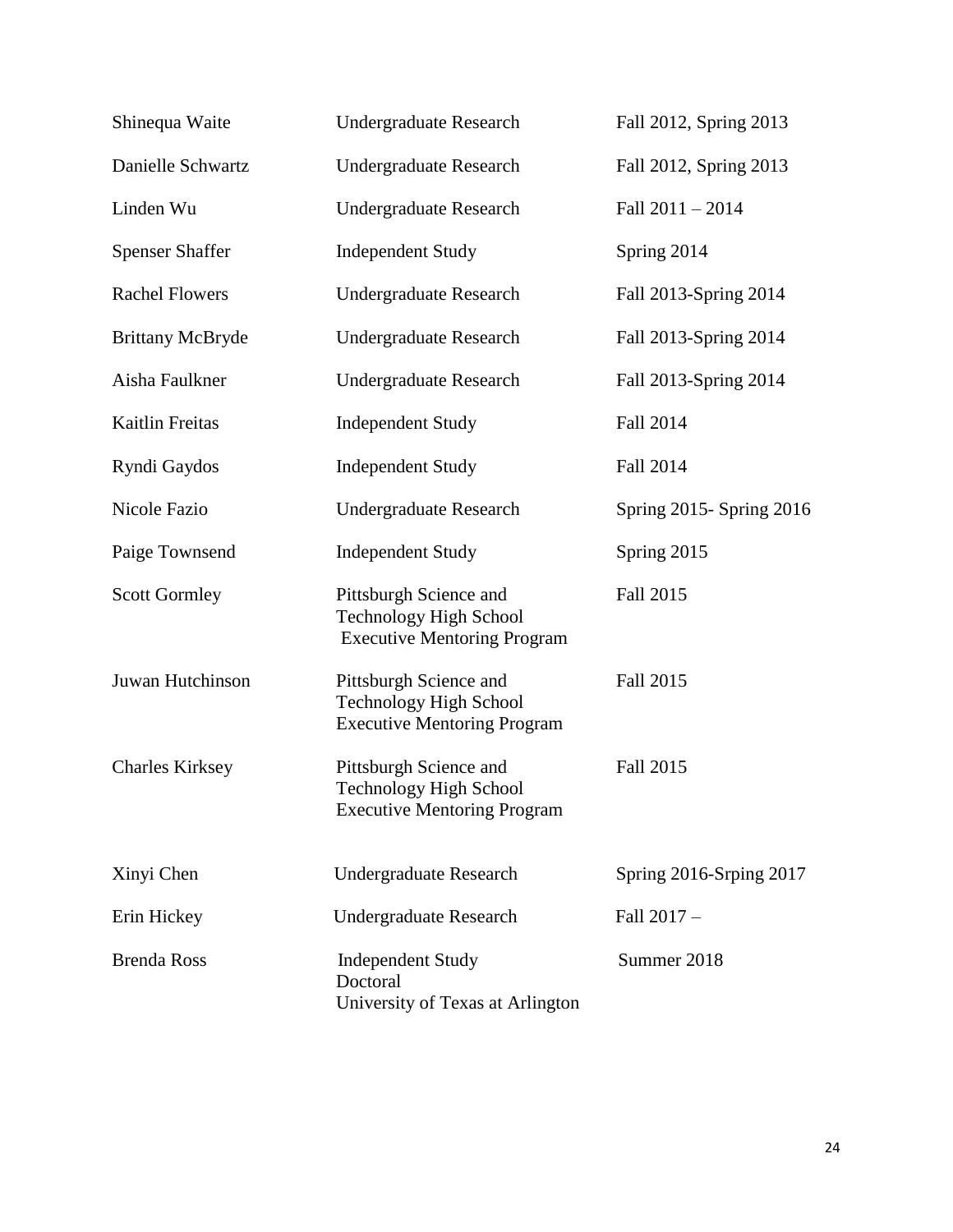| | | |
|---|---|---|
| Shinequa Waite | Undergraduate Research | Fall 2012, Spring 2013 |
| Danielle Schwartz | Undergraduate Research | Fall 2012, Spring 2013 |
| Linden Wu | Undergraduate Research | Fall 2011 – 2014 |
| Spenser Shaffer | Independent Study | Spring 2014 |
| Rachel Flowers | Undergraduate Research | Fall 2013-Spring 2014 |
| Brittany McBryde | Undergraduate Research | Fall 2013-Spring 2014 |
| Aisha Faulkner | Undergraduate Research | Fall 2013-Spring 2014 |
| Kaitlin Freitas | Independent Study | Fall 2014 |
| Ryndi Gaydos | Independent Study | Fall 2014 |
| Nicole Fazio | Undergraduate Research | Spring 2015- Spring 2016 |
| Paige Townsend | Independent Study | Spring 2015 |
| Scott Gormley | Pittsburgh Science and Technology High School Executive Mentoring Program | Fall 2015 |
| Juwan Hutchinson | Pittsburgh Science and Technology High School Executive Mentoring Program | Fall 2015 |
| Charles Kirksey | Pittsburgh Science and Technology High School Executive Mentoring Program | Fall 2015 |
| Xinyi Chen | Undergraduate Research | Spring 2016-Srping 2017 |
| Erin Hickey | Undergraduate Research | Fall 2017 – |
| Brenda Ross | Independent Study Doctoral University of Texas at Arlington | Summer 2018 |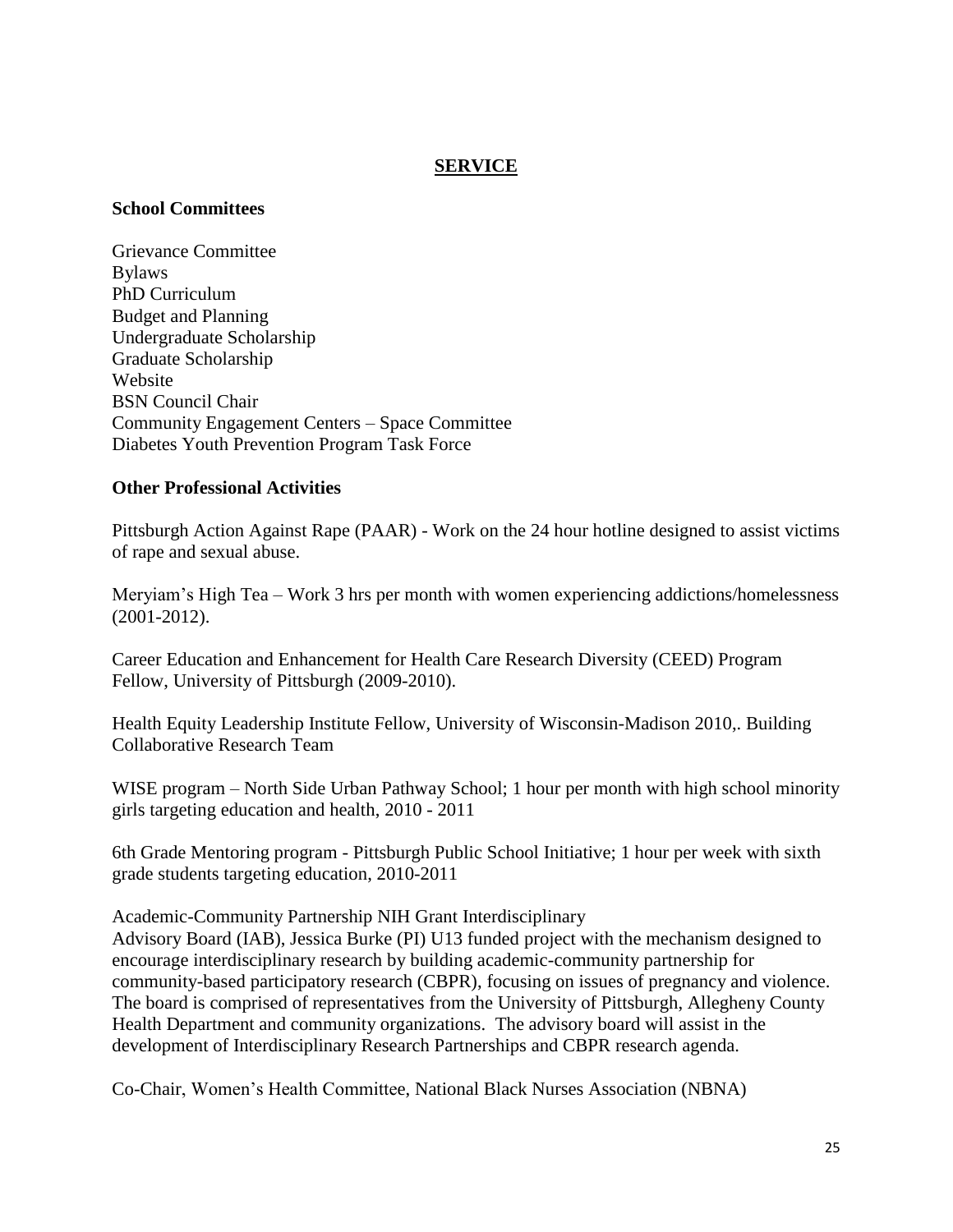## SERVICE

### School Committees

Grievance Committee
Bylaws
PhD Curriculum
Budget and Planning
Undergraduate Scholarship
Graduate Scholarship
Website
BSN Council Chair
Community Engagement Centers – Space Committee
Diabetes Youth Prevention Program Task Force

### Other Professional Activities

Pittsburgh Action Against Rape (PAAR) - Work on the 24 hour hotline designed to assist victims of rape and sexual abuse.

Meryiam's High Tea – Work 3 hrs per month with women experiencing addictions/homelessness (2001-2012).

Career Education and Enhancement for Health Care Research Diversity (CEED) Program Fellow, University of Pittsburgh (2009-2010).

Health Equity Leadership Institute Fellow, University of Wisconsin-Madison 2010,. Building Collaborative Research Team

WISE program – North Side Urban Pathway School; 1 hour per month with high school minority girls targeting education and health, 2010 - 2011

6th Grade Mentoring program - Pittsburgh Public School Initiative; 1 hour per week with sixth grade students targeting education, 2010-2011

Academic-Community Partnership NIH Grant Interdisciplinary
Advisory Board (IAB), Jessica Burke (PI) U13 funded project with the mechanism designed to encourage interdisciplinary research by building academic-community partnership for community-based participatory research (CBPR), focusing on issues of pregnancy and violence. The board is comprised of representatives from the University of Pittsburgh, Allegheny County Health Department and community organizations. The advisory board will assist in the development of Interdisciplinary Research Partnerships and CBPR research agenda.

Co-Chair, Women's Health Committee, National Black Nurses Association (NBNA)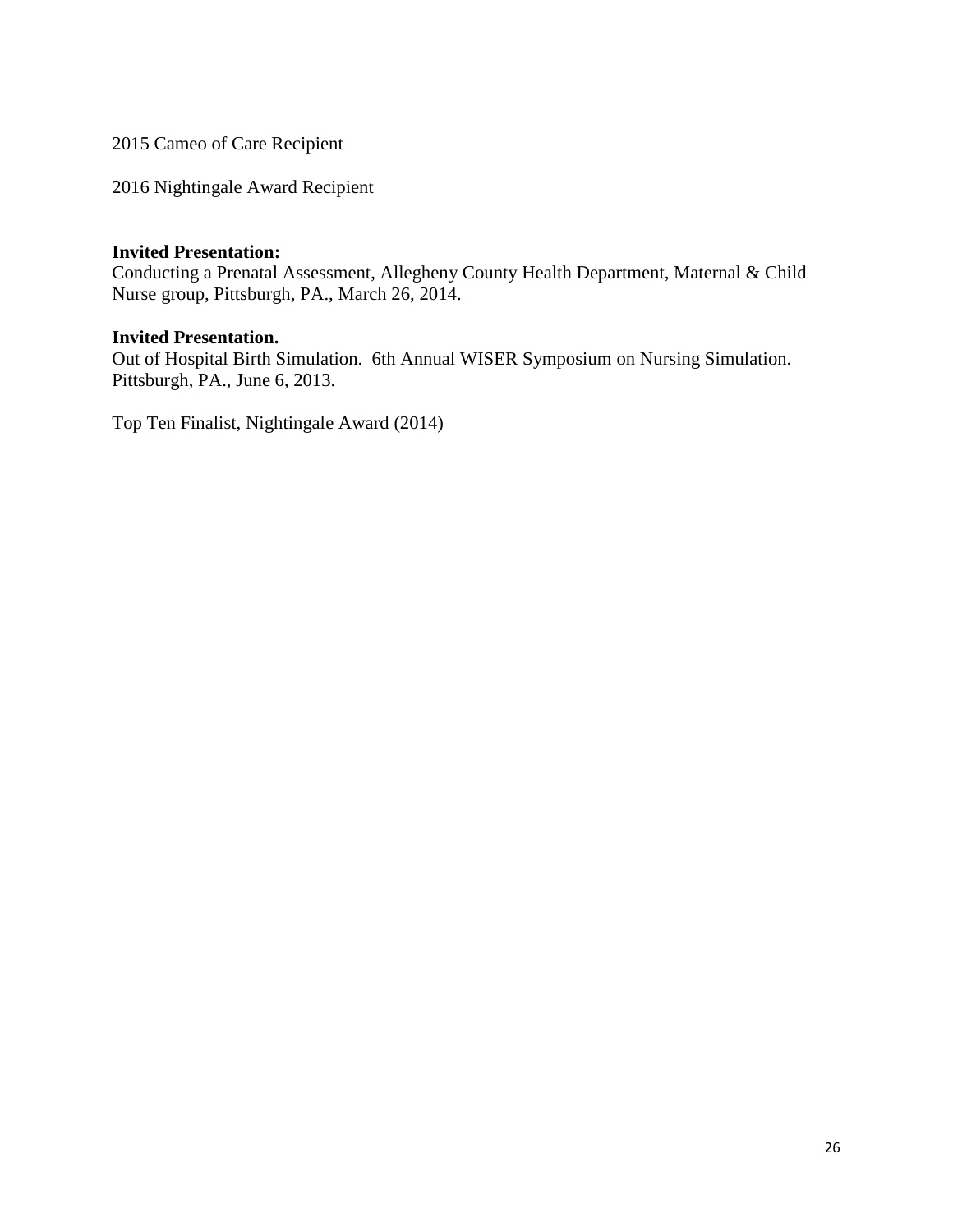2015 Cameo of Care Recipient

2016 Nightingale Award Recipient

**Invited Presentation:**
Conducting a Prenatal Assessment, Allegheny County Health Department, Maternal & Child Nurse group, Pittsburgh, PA., March 26, 2014.

**Invited Presentation.**
Out of Hospital Birth Simulation. 6th Annual WISER Symposium on Nursing Simulation. Pittsburgh, PA., June 6, 2013.

Top Ten Finalist, Nightingale Award (2014)